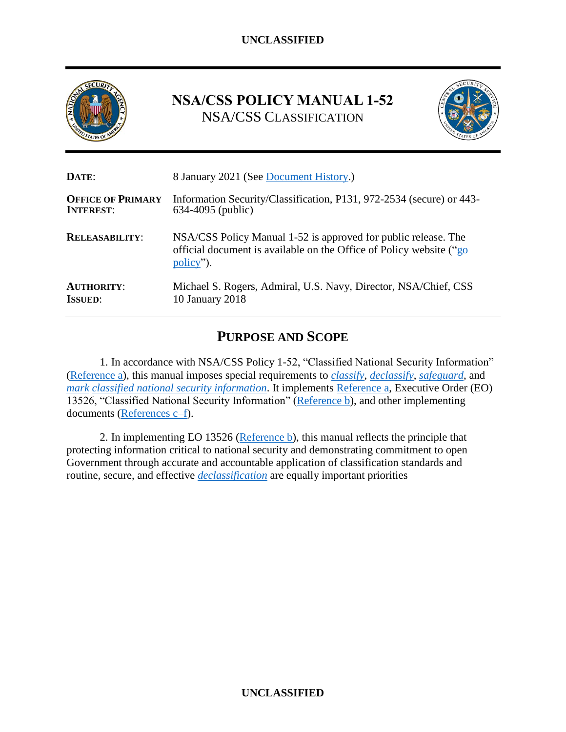# NSA/CSS POLICY MANUAL 1-52
## NSA/CSS CLASSIFICATION

| | |
|---|---|
| **DATE**: | 8 January 2021 (See Document History.) |
| **OFFICE OF PRIMARY INTEREST**: | Information Security/Classification, P131, 972-2534 (secure) or 443-634-4095 (public) |
| **RELEASABILITY**: | NSA/CSS Policy Manual 1-52 is approved for public release. The official document is available on the Office of Policy website ("go policy"). |
| **AUTHORITY**: | Michael S. Rogers, Admiral, U.S. Navy, Director, NSA/Chief, CSS |
| **ISSUED**: | 10 January 2018 |

## PURPOSE AND SCOPE

1. In accordance with NSA/CSS Policy 1-52, "Classified National Security Information" (Reference a), this manual imposes special requirements to *classify*, *declassify*, *safeguard*, and *mark* *classified national security information*. It implements Reference a, Executive Order (EO) 13526, "Classified National Security Information" (Reference b), and other implementing documents (References c–f).

2. In implementing EO 13526 (Reference b), this manual reflects the principle that protecting information critical to national security and demonstrating commitment to open Government through accurate and accountable application of classification standards and routine, secure, and effective *declassification* are equally important priorities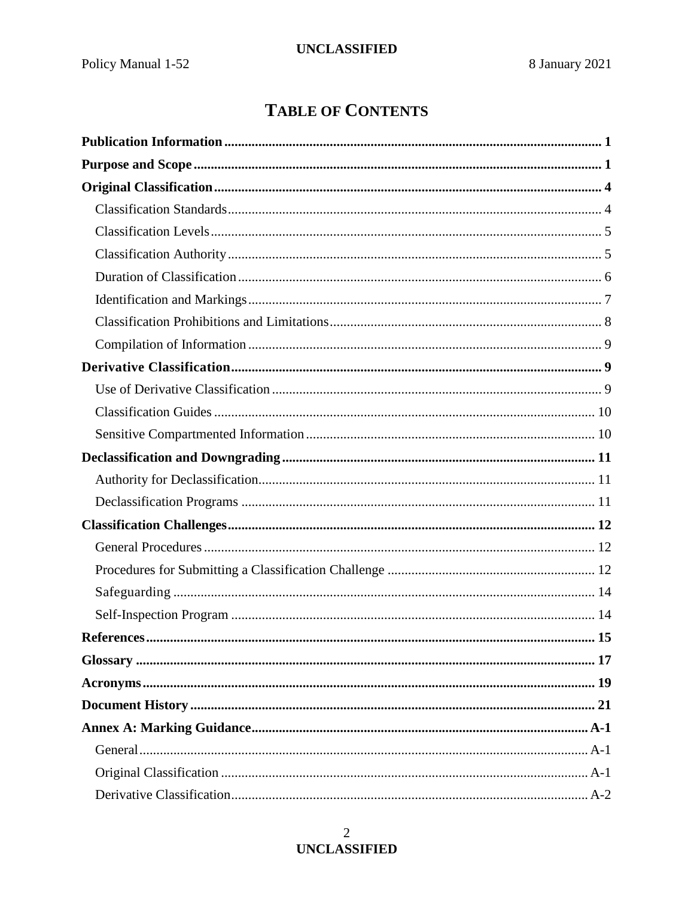# TABLE OF CONTENTS

**Publication Information** ..... **1**

**Purpose and Scope** ..... **1**

**Original Classification** ..... **4**

- Classification Standards ..... 4
- Classification Levels ..... 5
- Classification Authority ..... 5
- Duration of Classification ..... 6
- Identification and Markings ..... 7
- Classification Prohibitions and Limitations ..... 8
- Compilation of Information ..... 9

**Derivative Classification** ..... **9**

- Use of Derivative Classification ..... 9
- Classification Guides ..... 10
- Sensitive Compartmented Information ..... 10

**Declassification and Downgrading** ..... **11**

- Authority for Declassification ..... 11
- Declassification Programs ..... 11

**Classification Challenges** ..... **12**

- General Procedures ..... 12
- Procedures for Submitting a Classification Challenge ..... 12
- Safeguarding ..... 14
- Self-Inspection Program ..... 14

**References** ..... **15**

**Glossary** ..... **17**

**Acronyms** ..... **19**

**Document History** ..... **21**

**Annex A: Marking Guidance** ..... **A-1**

- General ..... A-1
- Original Classification ..... A-1
- Derivative Classification ..... A-2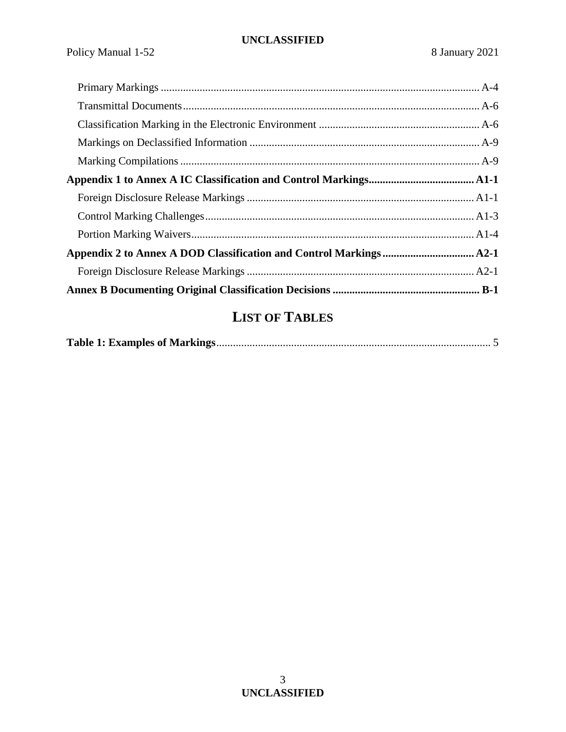Primary Markings ........................................................................................................ A-4

Transmittal Documents ................................................................................................. A-6

Classification Marking in the Electronic Environment ................................................ A-6

Markings on Declassified Information ........................................................................ A-9

Marking Compilations .................................................................................................. A-9

**Appendix 1 to Annex A IC Classification and Control Markings...................................... A1-1**

Foreign Disclosure Release Markings ........................................................................ A1-1

Control Marking Challenges ....................................................................................... A1-3

Portion Marking Waivers ............................................................................................. A1-4

**Appendix 2 to Annex A DOD Classification and Control Markings ................................. A2-1**

Foreign Disclosure Release Markings ........................................................................ A2-1

**Annex B Documenting Original Classification Decisions ..................................................... B-1**

# LIST OF TABLES

**Table 1: Examples of Markings**.................................................................................................. 5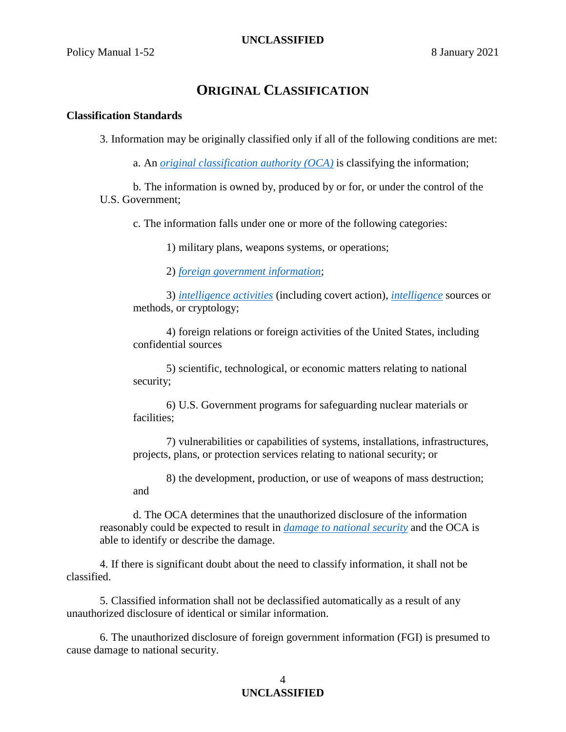# ORIGINAL CLASSIFICATION

**Classification Standards**

3. Information may be originally classified only if all of the following conditions are met:

a. An *original classification authority (OCA)* is classifying the information;

b. The information is owned by, produced by or for, or under the control of the U.S. Government;

c. The information falls under one or more of the following categories:

1) military plans, weapons systems, or operations;

2) *foreign government information*;

3) *intelligence activities* (including covert action), *intelligence* sources or methods, or cryptology;

4) foreign relations or foreign activities of the United States, including confidential sources

5) scientific, technological, or economic matters relating to national security;

6) U.S. Government programs for safeguarding nuclear materials or facilities;

7) vulnerabilities or capabilities of systems, installations, infrastructures, projects, plans, or protection services relating to national security; or

8) the development, production, or use of weapons of mass destruction; and

d. The OCA determines that the unauthorized disclosure of the information reasonably could be expected to result in *damage to national security* and the OCA is able to identify or describe the damage.

4. If there is significant doubt about the need to classify information, it shall not be classified.

5. Classified information shall not be declassified automatically as a result of any unauthorized disclosure of identical or similar information.

6. The unauthorized disclosure of foreign government information (FGI) is presumed to cause damage to national security.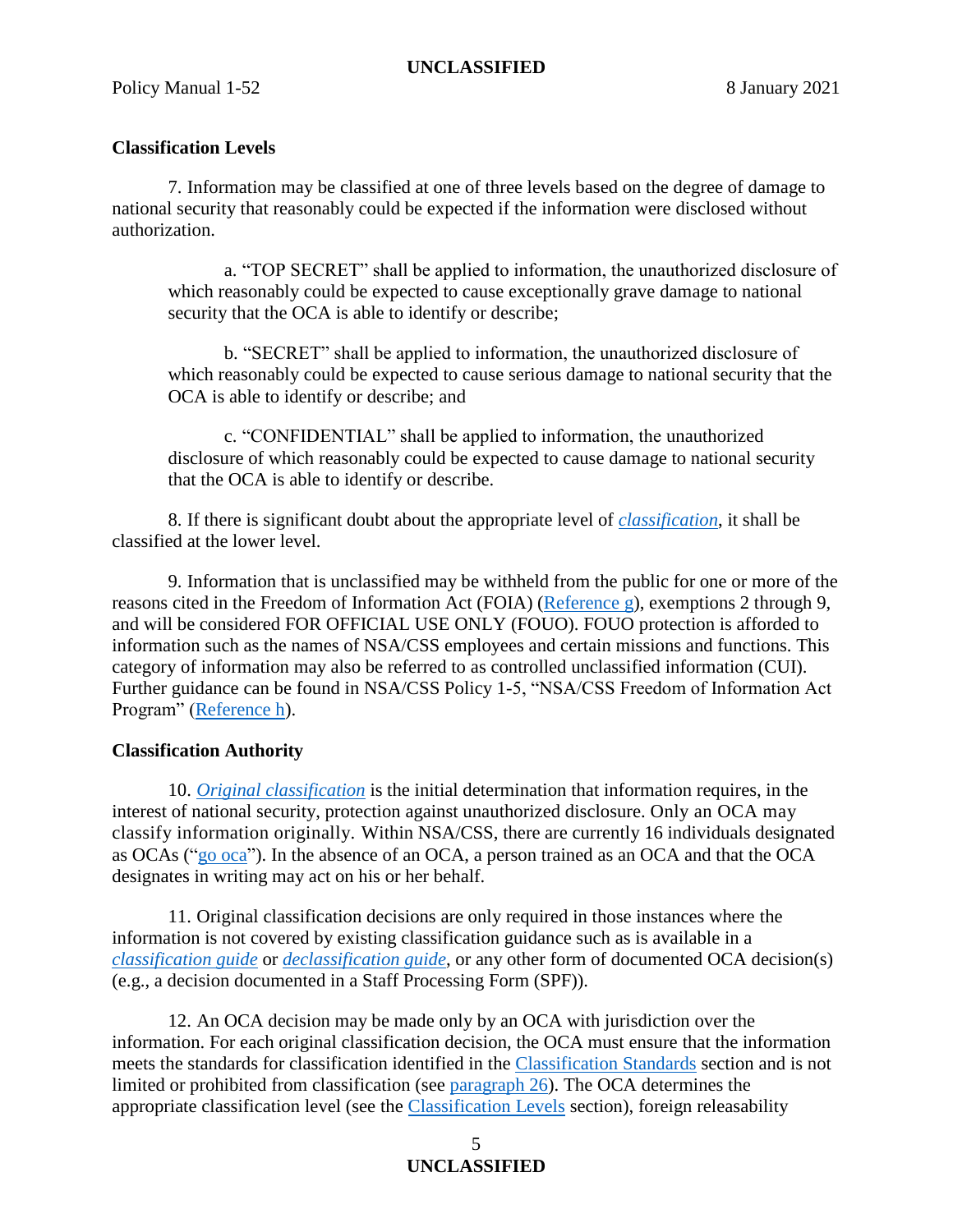## Classification Levels

7. Information may be classified at one of three levels based on the degree of damage to national security that reasonably could be expected if the information were disclosed without authorization.

> a. "TOP SECRET" shall be applied to information, the unauthorized disclosure of which reasonably could be expected to cause exceptionally grave damage to national security that the OCA is able to identify or describe;
>
> b. "SECRET" shall be applied to information, the unauthorized disclosure of which reasonably could be expected to cause serious damage to national security that the OCA is able to identify or describe; and
>
> c. "CONFIDENTIAL" shall be applied to information, the unauthorized disclosure of which reasonably could be expected to cause damage to national security that the OCA is able to identify or describe.

8. If there is significant doubt about the appropriate level of *classification*, it shall be classified at the lower level.

9. Information that is unclassified may be withheld from the public for one or more of the reasons cited in the Freedom of Information Act (FOIA) (Reference g), exemptions 2 through 9, and will be considered FOR OFFICIAL USE ONLY (FOUO). FOUO protection is afforded to information such as the names of NSA/CSS employees and certain missions and functions. This category of information may also be referred to as controlled unclassified information (CUI). Further guidance can be found in NSA/CSS Policy 1-5, "NSA/CSS Freedom of Information Act Program" (Reference h).

## Classification Authority

10. *Original classification* is the initial determination that information requires, in the interest of national security, protection against unauthorized disclosure. Only an OCA may classify information originally. Within NSA/CSS, there are currently 16 individuals designated as OCAs ("go oca"). In the absence of an OCA, a person trained as an OCA and that the OCA designates in writing may act on his or her behalf.

11. Original classification decisions are only required in those instances where the information is not covered by existing classification guidance such as is available in a *classification guide* or *declassification guide*, or any other form of documented OCA decision(s) (e.g., a decision documented in a Staff Processing Form (SPF)).

12. An OCA decision may be made only by an OCA with jurisdiction over the information. For each original classification decision, the OCA must ensure that the information meets the standards for classification identified in the Classification Standards section and is not limited or prohibited from classification (see paragraph 26). The OCA determines the appropriate classification level (see the Classification Levels section), foreign releasability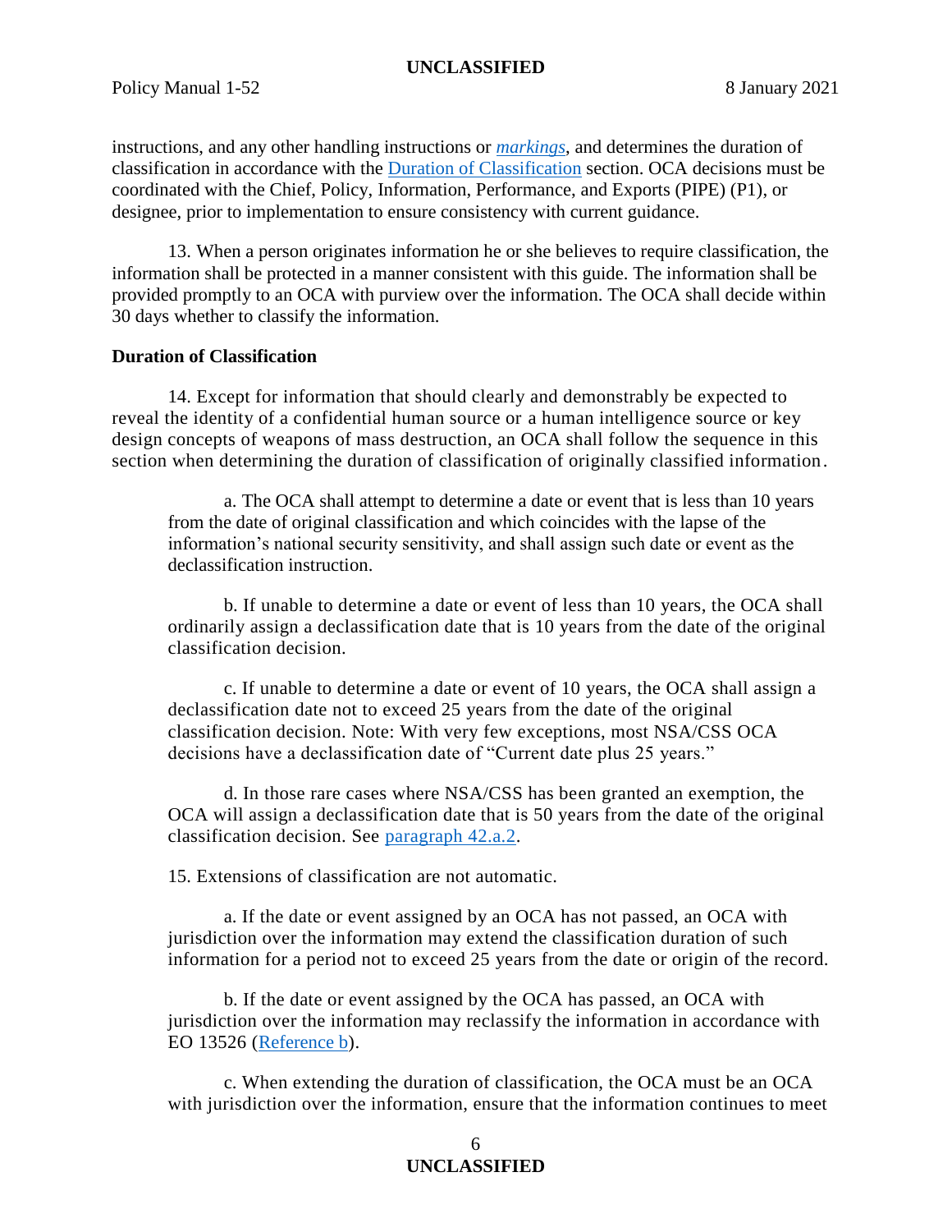instructions, and any other handling instructions or *markings*, and determines the duration of classification in accordance with the Duration of Classification section. OCA decisions must be coordinated with the Chief, Policy, Information, Performance, and Exports (PIPE) (P1), or designee, prior to implementation to ensure consistency with current guidance.

13. When a person originates information he or she believes to require classification, the information shall be protected in a manner consistent with this guide. The information shall be provided promptly to an OCA with purview over the information. The OCA shall decide within 30 days whether to classify the information.

**Duration of Classification**

14. Except for information that should clearly and demonstrably be expected to reveal the identity of a confidential human source or a human intelligence source or key design concepts of weapons of mass destruction, an OCA shall follow the sequence in this section when determining the duration of classification of originally classified information.

a. The OCA shall attempt to determine a date or event that is less than 10 years from the date of original classification and which coincides with the lapse of the information's national security sensitivity, and shall assign such date or event as the declassification instruction.

b. If unable to determine a date or event of less than 10 years, the OCA shall ordinarily assign a declassification date that is 10 years from the date of the original classification decision.

c. If unable to determine a date or event of 10 years, the OCA shall assign a declassification date not to exceed 25 years from the date of the original classification decision. Note: With very few exceptions, most NSA/CSS OCA decisions have a declassification date of "Current date plus 25 years."

d. In those rare cases where NSA/CSS has been granted an exemption, the OCA will assign a declassification date that is 50 years from the date of the original classification decision. See paragraph 42.a.2.

15. Extensions of classification are not automatic.

a. If the date or event assigned by an OCA has not passed, an OCA with jurisdiction over the information may extend the classification duration of such information for a period not to exceed 25 years from the date or origin of the record.

b. If the date or event assigned by the OCA has passed, an OCA with jurisdiction over the information may reclassify the information in accordance with EO 13526 (Reference b).

c. When extending the duration of classification, the OCA must be an OCA with jurisdiction over the information, ensure that the information continues to meet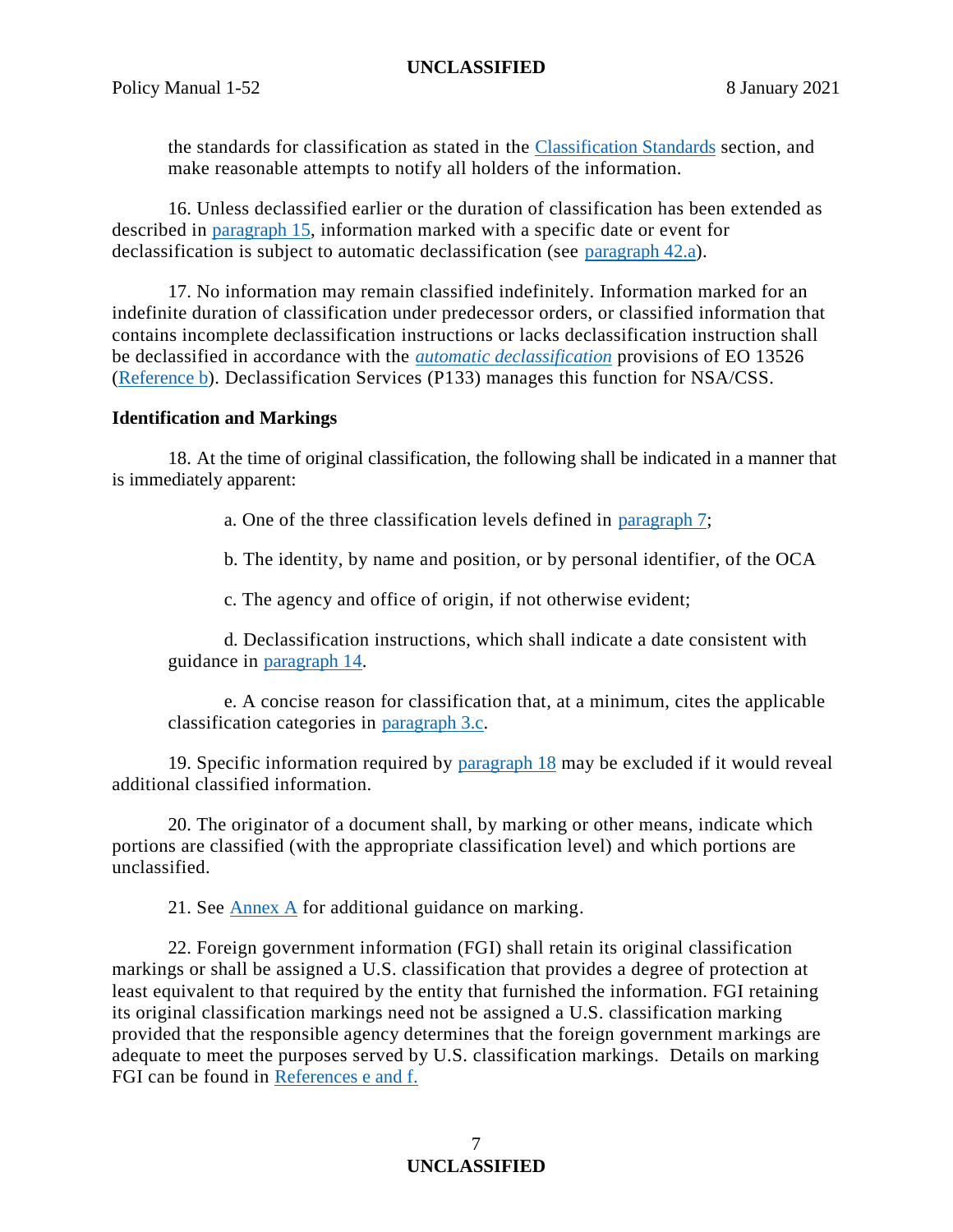the standards for classification as stated in the Classification Standards section, and make reasonable attempts to notify all holders of the information.

16. Unless declassified earlier or the duration of classification has been extended as described in paragraph 15, information marked with a specific date or event for declassification is subject to automatic declassification (see paragraph 42.a).

17. No information may remain classified indefinitely. Information marked for an indefinite duration of classification under predecessor orders, or classified information that contains incomplete declassification instructions or lacks declassification instruction shall be declassified in accordance with the *automatic declassification* provisions of EO 13526 (Reference b). Declassification Services (P133) manages this function for NSA/CSS.

**Identification and Markings**

18. At the time of original classification, the following shall be indicated in a manner that is immediately apparent:

a. One of the three classification levels defined in paragraph 7;

b. The identity, by name and position, or by personal identifier, of the OCA

c. The agency and office of origin, if not otherwise evident;

d. Declassification instructions, which shall indicate a date consistent with guidance in paragraph 14.

e. A concise reason for classification that, at a minimum, cites the applicable classification categories in paragraph 3.c.

19. Specific information required by paragraph 18 may be excluded if it would reveal additional classified information.

20. The originator of a document shall, by marking or other means, indicate which portions are classified (with the appropriate classification level) and which portions are unclassified.

21. See Annex A for additional guidance on marking.

22. Foreign government information (FGI) shall retain its original classification markings or shall be assigned a U.S. classification that provides a degree of protection at least equivalent to that required by the entity that furnished the information. FGI retaining its original classification markings need not be assigned a U.S. classification marking provided that the responsible agency determines that the foreign government markings are adequate to meet the purposes served by U.S. classification markings. Details on marking FGI can be found in References e and f.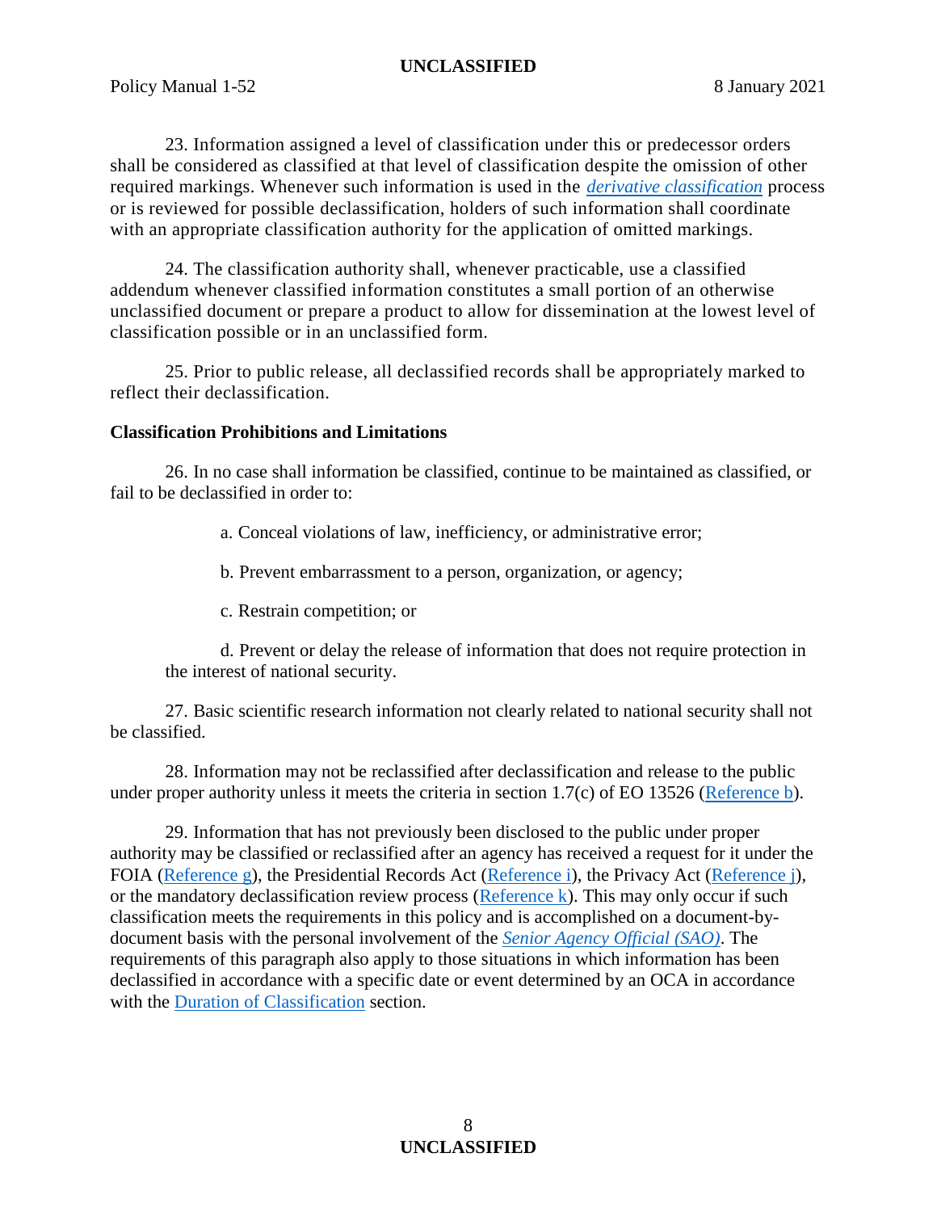23. Information assigned a level of classification under this or predecessor orders shall be considered as classified at that level of classification despite the omission of other required markings. Whenever such information is used in the *derivative classification* process or is reviewed for possible declassification, holders of such information shall coordinate with an appropriate classification authority for the application of omitted markings.

24. The classification authority shall, whenever practicable, use a classified addendum whenever classified information constitutes a small portion of an otherwise unclassified document or prepare a product to allow for dissemination at the lowest level of classification possible or in an unclassified form.

25. Prior to public release, all declassified records shall be appropriately marked to reflect their declassification.

**Classification Prohibitions and Limitations**

26. In no case shall information be classified, continue to be maintained as classified, or fail to be declassified in order to:

a. Conceal violations of law, inefficiency, or administrative error;

b. Prevent embarrassment to a person, organization, or agency;

c. Restrain competition; or

d. Prevent or delay the release of information that does not require protection in the interest of national security.

27. Basic scientific research information not clearly related to national security shall not be classified.

28. Information may not be reclassified after declassification and release to the public under proper authority unless it meets the criteria in section 1.7(c) of EO 13526 (Reference b).

29. Information that has not previously been disclosed to the public under proper authority may be classified or reclassified after an agency has received a request for it under the FOIA (Reference g), the Presidential Records Act (Reference i), the Privacy Act (Reference j), or the mandatory declassification review process (Reference k). This may only occur if such classification meets the requirements in this policy and is accomplished on a document-by-document basis with the personal involvement of the *Senior Agency Official (SAO)*. The requirements of this paragraph also apply to those situations in which information has been declassified in accordance with a specific date or event determined by an OCA in accordance with the Duration of Classification section.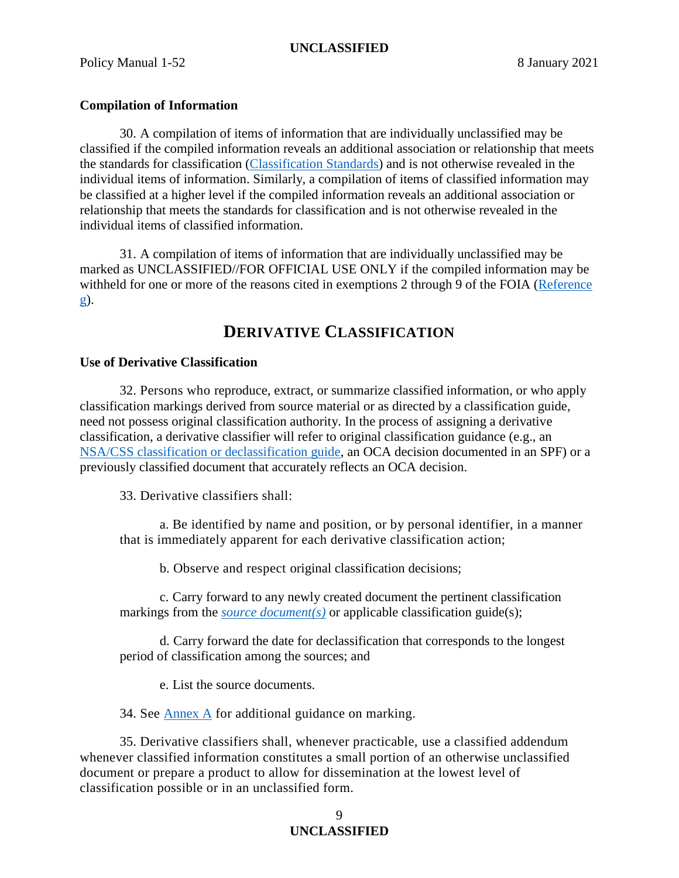### Compilation of Information

30. A compilation of items of information that are individually unclassified may be classified if the compiled information reveals an additional association or relationship that meets the standards for classification (Classification Standards) and is not otherwise revealed in the individual items of information. Similarly, a compilation of items of classified information may be classified at a higher level if the compiled information reveals an additional association or relationship that meets the standards for classification and is not otherwise revealed in the individual items of classified information.

31. A compilation of items of information that are individually unclassified may be marked as UNCLASSIFIED//FOR OFFICIAL USE ONLY if the compiled information may be withheld for one or more of the reasons cited in exemptions 2 through 9 of the FOIA (Reference g).

## DERIVATIVE CLASSIFICATION

### Use of Derivative Classification

32. Persons who reproduce, extract, or summarize classified information, or who apply classification markings derived from source material or as directed by a classification guide, need not possess original classification authority. In the process of assigning a derivative classification, a derivative classifier will refer to original classification guidance (e.g., an NSA/CSS classification or declassification guide, an OCA decision documented in an SPF) or a previously classified document that accurately reflects an OCA decision.

33. Derivative classifiers shall:

a. Be identified by name and position, or by personal identifier, in a manner that is immediately apparent for each derivative classification action;

b. Observe and respect original classification decisions;

c. Carry forward to any newly created document the pertinent classification markings from the *source document(s)* or applicable classification guide(s);

d. Carry forward the date for declassification that corresponds to the longest period of classification among the sources; and

e. List the source documents.

34. See Annex A for additional guidance on marking.

35. Derivative classifiers shall, whenever practicable, use a classified addendum whenever classified information constitutes a small portion of an otherwise unclassified document or prepare a product to allow for dissemination at the lowest level of classification possible or in an unclassified form.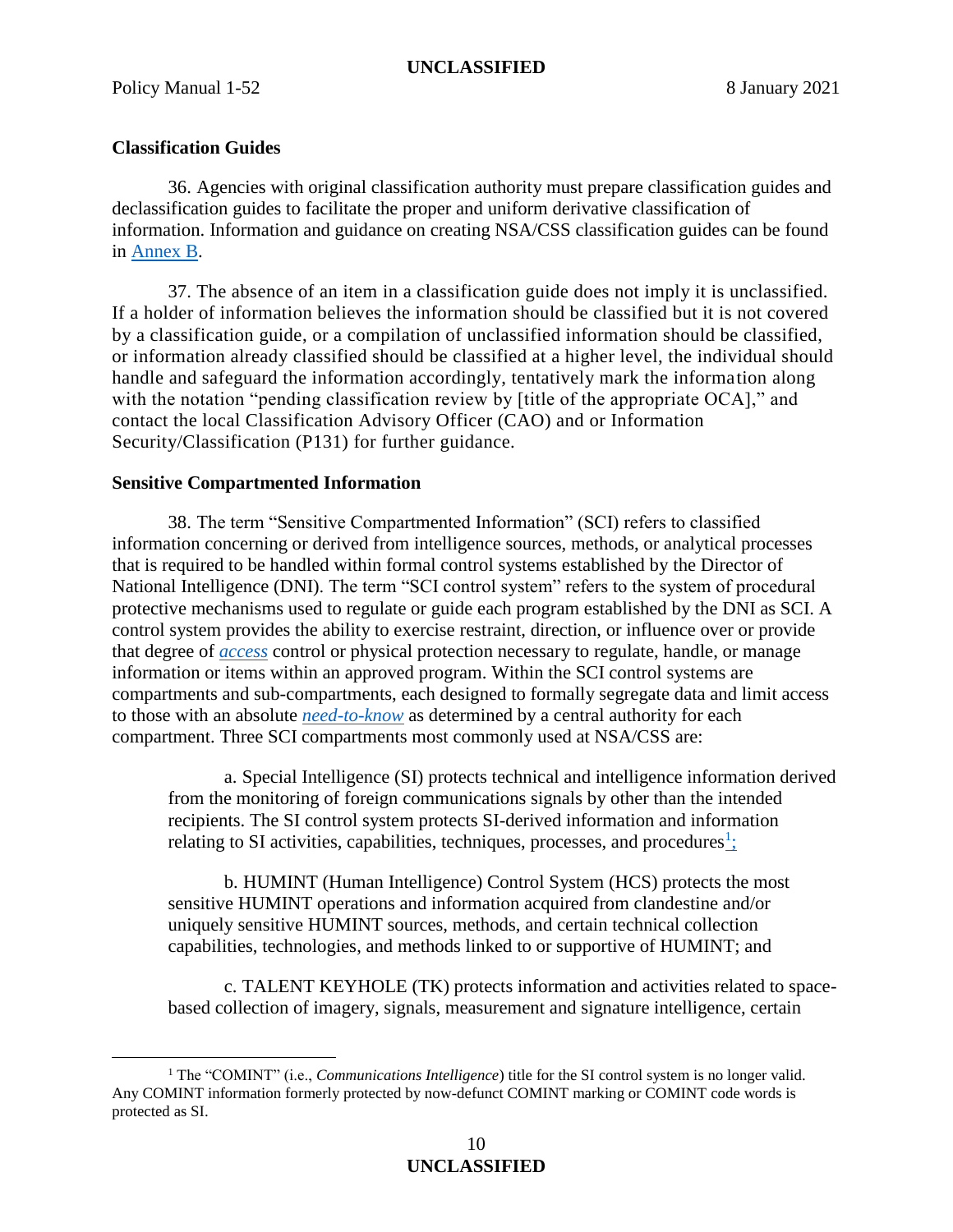## Classification Guides

36. Agencies with original classification authority must prepare classification guides and declassification guides to facilitate the proper and uniform derivative classification of information. Information and guidance on creating NSA/CSS classification guides can be found in Annex B.

37. The absence of an item in a classification guide does not imply it is unclassified. If a holder of information believes the information should be classified but it is not covered by a classification guide, or a compilation of unclassified information should be classified, or information already classified should be classified at a higher level, the individual should handle and safeguard the information accordingly, tentatively mark the information along with the notation "pending classification review by [title of the appropriate OCA]," and contact the local Classification Advisory Officer (CAO) and or Information Security/Classification (P131) for further guidance.

## Sensitive Compartmented Information

38. The term "Sensitive Compartmented Information" (SCI) refers to classified information concerning or derived from intelligence sources, methods, or analytical processes that is required to be handled within formal control systems established by the Director of National Intelligence (DNI). The term "SCI control system" refers to the system of procedural protective mechanisms used to regulate or guide each program established by the DNI as SCI. A control system provides the ability to exercise restraint, direction, or influence over or provide that degree of *access* control or physical protection necessary to regulate, handle, or manage information or items within an approved program. Within the SCI control systems are compartments and sub-compartments, each designed to formally segregate data and limit access to those with an absolute *need-to-know* as determined by a central authority for each compartment. Three SCI compartments most commonly used at NSA/CSS are:

a. Special Intelligence (SI) protects technical and intelligence information derived from the monitoring of foreign communications signals by other than the intended recipients. The SI control system protects SI-derived information and information relating to SI activities, capabilities, techniques, processes, and procedures[1];

b. HUMINT (Human Intelligence) Control System (HCS) protects the most sensitive HUMINT operations and information acquired from clandestine and/or uniquely sensitive HUMINT sources, methods, and certain technical collection capabilities, technologies, and methods linked to or supportive of HUMINT; and

c. TALENT KEYHOLE (TK) protects information and activities related to space-based collection of imagery, signals, measurement and signature intelligence, certain

[1] The "COMINT" (i.e., *Communications Intelligence*) title for the SI control system is no longer valid. Any COMINT information formerly protected by now-defunct COMINT marking or COMINT code words is protected as SI.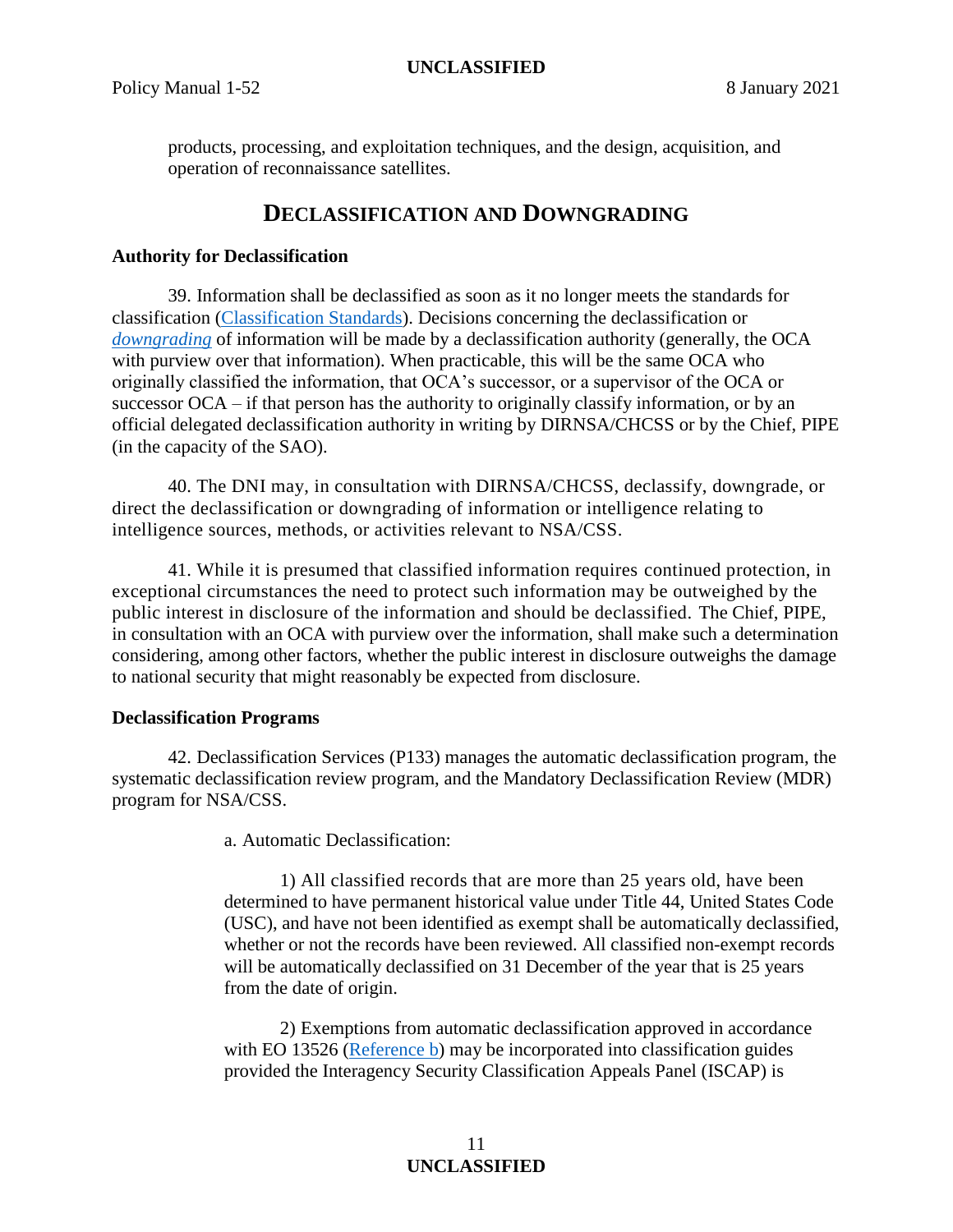products, processing, and exploitation techniques, and the design, acquisition, and operation of reconnaissance satellites.

## DECLASSIFICATION AND DOWNGRADING

**Authority for Declassification**

39. Information shall be declassified as soon as it no longer meets the standards for classification (Classification Standards). Decisions concerning the declassification or ***downgrading*** of information will be made by a declassification authority (generally, the OCA with purview over that information). When practicable, this will be the same OCA who originally classified the information, that OCA's successor, or a supervisor of the OCA or successor OCA – if that person has the authority to originally classify information, or by an official delegated declassification authority in writing by DIRNSA/CHCSS or by the Chief, PIPE (in the capacity of the SAO).

40. The DNI may, in consultation with DIRNSA/CHCSS, declassify, downgrade, or direct the declassification or downgrading of information or intelligence relating to intelligence sources, methods, or activities relevant to NSA/CSS.

41. While it is presumed that classified information requires continued protection, in exceptional circumstances the need to protect such information may be outweighed by the public interest in disclosure of the information and should be declassified. The Chief, PIPE, in consultation with an OCA with purview over the information, shall make such a determination considering, among other factors, whether the public interest in disclosure outweighs the damage to national security that might reasonably be expected from disclosure.

**Declassification Programs**

42. Declassification Services (P133) manages the automatic declassification program, the systematic declassification review program, and the Mandatory Declassification Review (MDR) program for NSA/CSS.

a. Automatic Declassification:

1) All classified records that are more than 25 years old, have been determined to have permanent historical value under Title 44, United States Code (USC), and have not been identified as exempt shall be automatically declassified, whether or not the records have been reviewed. All classified non-exempt records will be automatically declassified on 31 December of the year that is 25 years from the date of origin.

2) Exemptions from automatic declassification approved in accordance with EO 13526 (Reference b) may be incorporated into classification guides provided the Interagency Security Classification Appeals Panel (ISCAP) is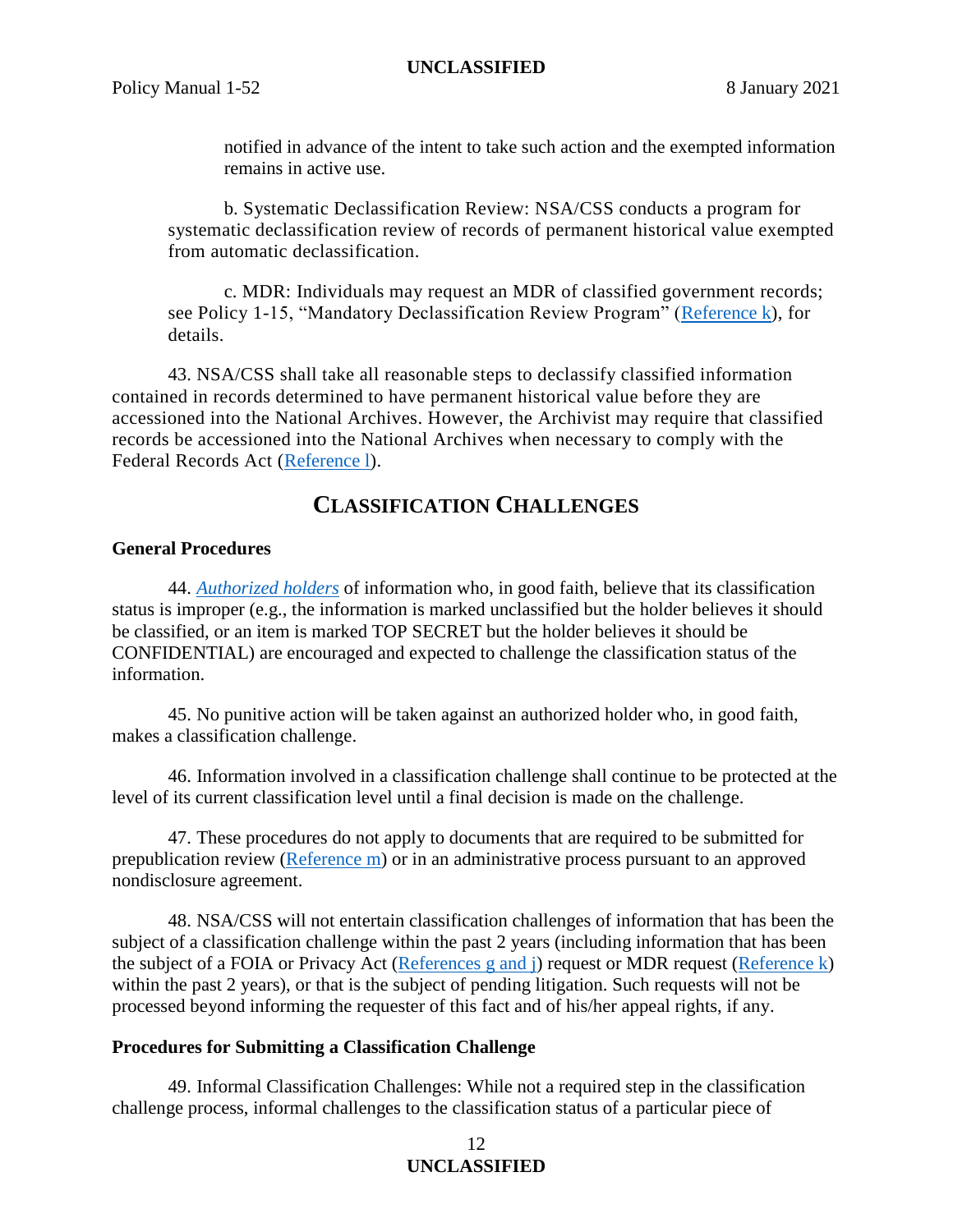notified in advance of the intent to take such action and the exempted information remains in active use.

b. Systematic Declassification Review: NSA/CSS conducts a program for systematic declassification review of records of permanent historical value exempted from automatic declassification.

c. MDR: Individuals may request an MDR of classified government records; see Policy 1-15, "Mandatory Declassification Review Program" (Reference k), for details.

43. NSA/CSS shall take all reasonable steps to declassify classified information contained in records determined to have permanent historical value before they are accessioned into the National Archives. However, the Archivist may require that classified records be accessioned into the National Archives when necessary to comply with the Federal Records Act (Reference l).

## CLASSIFICATION CHALLENGES

### General Procedures

44. *Authorized holders* of information who, in good faith, believe that its classification status is improper (e.g., the information is marked unclassified but the holder believes it should be classified, or an item is marked TOP SECRET but the holder believes it should be CONFIDENTIAL) are encouraged and expected to challenge the classification status of the information.

45. No punitive action will be taken against an authorized holder who, in good faith, makes a classification challenge.

46. Information involved in a classification challenge shall continue to be protected at the level of its current classification level until a final decision is made on the challenge.

47. These procedures do not apply to documents that are required to be submitted for prepublication review (Reference m) or in an administrative process pursuant to an approved nondisclosure agreement.

48. NSA/CSS will not entertain classification challenges of information that has been the subject of a classification challenge within the past 2 years (including information that has been the subject of a FOIA or Privacy Act (References g and j) request or MDR request (Reference k) within the past 2 years), or that is the subject of pending litigation. Such requests will not be processed beyond informing the requester of this fact and of his/her appeal rights, if any.

### Procedures for Submitting a Classification Challenge

49. Informal Classification Challenges: While not a required step in the classification challenge process, informal challenges to the classification status of a particular piece of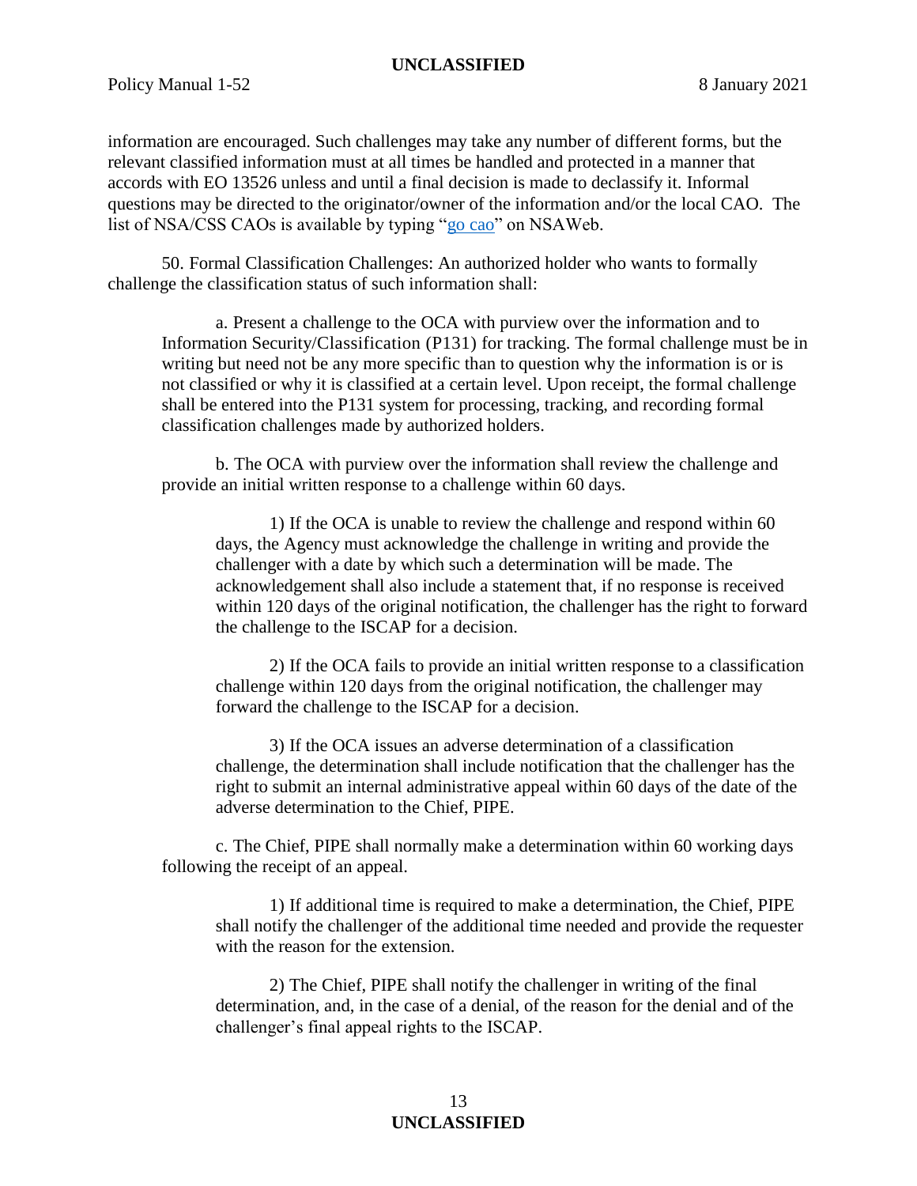information are encouraged. Such challenges may take any number of different forms, but the relevant classified information must at all times be handled and protected in a manner that accords with EO 13526 unless and until a final decision is made to declassify it. Informal questions may be directed to the originator/owner of the information and/or the local CAO. The list of NSA/CSS CAOs is available by typing "go cao" on NSAWeb.

50. Formal Classification Challenges: An authorized holder who wants to formally challenge the classification status of such information shall:

a. Present a challenge to the OCA with purview over the information and to Information Security/Classification (P131) for tracking. The formal challenge must be in writing but need not be any more specific than to question why the information is or is not classified or why it is classified at a certain level. Upon receipt, the formal challenge shall be entered into the P131 system for processing, tracking, and recording formal classification challenges made by authorized holders.

b. The OCA with purview over the information shall review the challenge and provide an initial written response to a challenge within 60 days.

1) If the OCA is unable to review the challenge and respond within 60 days, the Agency must acknowledge the challenge in writing and provide the challenger with a date by which such a determination will be made. The acknowledgement shall also include a statement that, if no response is received within 120 days of the original notification, the challenger has the right to forward the challenge to the ISCAP for a decision.

2) If the OCA fails to provide an initial written response to a classification challenge within 120 days from the original notification, the challenger may forward the challenge to the ISCAP for a decision.

3) If the OCA issues an adverse determination of a classification challenge, the determination shall include notification that the challenger has the right to submit an internal administrative appeal within 60 days of the date of the adverse determination to the Chief, PIPE.

c. The Chief, PIPE shall normally make a determination within 60 working days following the receipt of an appeal.

1) If additional time is required to make a determination, the Chief, PIPE shall notify the challenger of the additional time needed and provide the requester with the reason for the extension.

2) The Chief, PIPE shall notify the challenger in writing of the final determination, and, in the case of a denial, of the reason for the denial and of the challenger's final appeal rights to the ISCAP.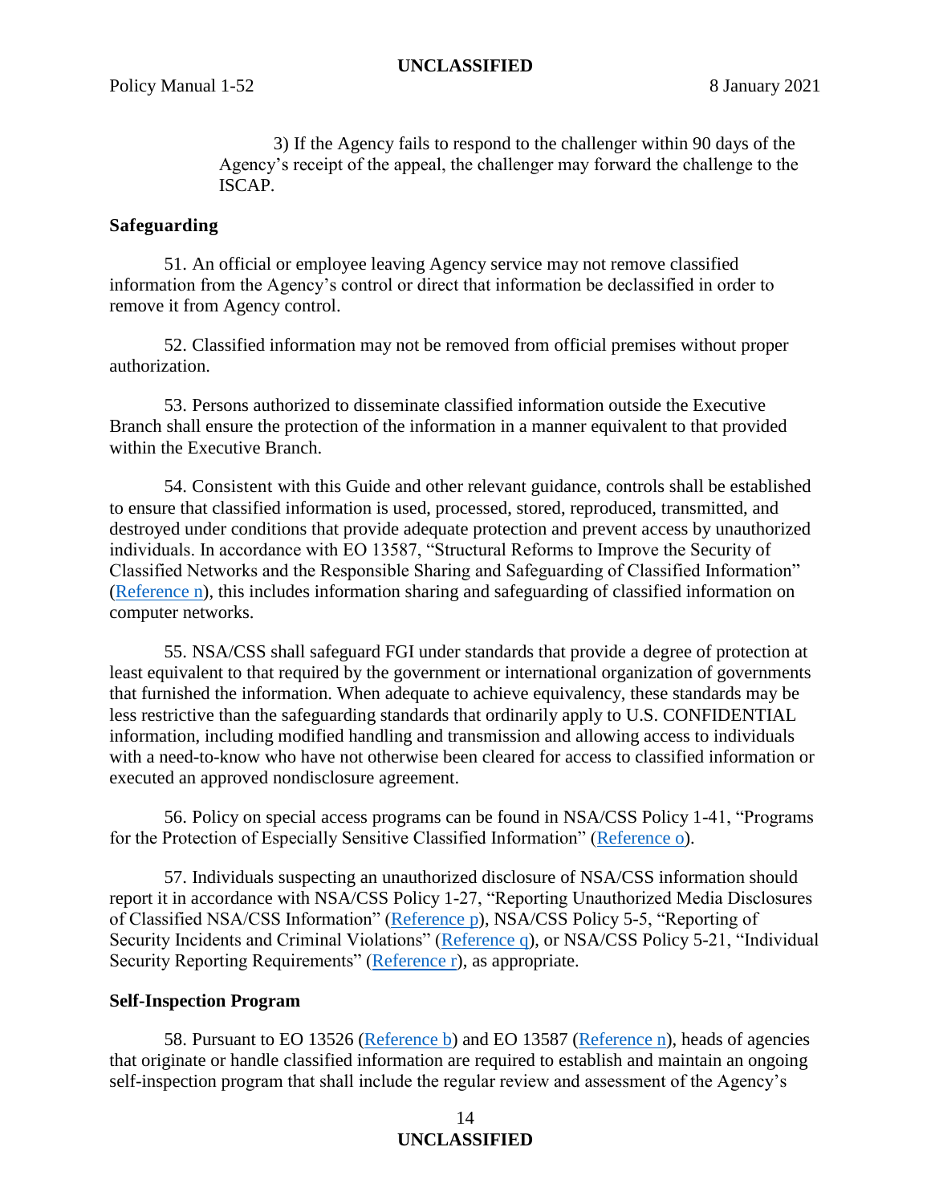3) If the Agency fails to respond to the challenger within 90 days of the Agency's receipt of the appeal, the challenger may forward the challenge to the ISCAP.

**Safeguarding**

51. An official or employee leaving Agency service may not remove classified information from the Agency's control or direct that information be declassified in order to remove it from Agency control.

52. Classified information may not be removed from official premises without proper authorization.

53. Persons authorized to disseminate classified information outside the Executive Branch shall ensure the protection of the information in a manner equivalent to that provided within the Executive Branch.

54. Consistent with this Guide and other relevant guidance, controls shall be established to ensure that classified information is used, processed, stored, reproduced, transmitted, and destroyed under conditions that provide adequate protection and prevent access by unauthorized individuals. In accordance with EO 13587, "Structural Reforms to Improve the Security of Classified Networks and the Responsible Sharing and Safeguarding of Classified Information" (Reference n), this includes information sharing and safeguarding of classified information on computer networks.

55. NSA/CSS shall safeguard FGI under standards that provide a degree of protection at least equivalent to that required by the government or international organization of governments that furnished the information. When adequate to achieve equivalency, these standards may be less restrictive than the safeguarding standards that ordinarily apply to U.S. CONFIDENTIAL information, including modified handling and transmission and allowing access to individuals with a need-to-know who have not otherwise been cleared for access to classified information or executed an approved nondisclosure agreement.

56. Policy on special access programs can be found in NSA/CSS Policy 1-41, "Programs for the Protection of Especially Sensitive Classified Information" (Reference o).

57. Individuals suspecting an unauthorized disclosure of NSA/CSS information should report it in accordance with NSA/CSS Policy 1-27, "Reporting Unauthorized Media Disclosures of Classified NSA/CSS Information" (Reference p), NSA/CSS Policy 5-5, "Reporting of Security Incidents and Criminal Violations" (Reference q), or NSA/CSS Policy 5-21, "Individual Security Reporting Requirements" (Reference r), as appropriate.

**Self-Inspection Program**

58. Pursuant to EO 13526 (Reference b) and EO 13587 (Reference n), heads of agencies that originate or handle classified information are required to establish and maintain an ongoing self-inspection program that shall include the regular review and assessment of the Agency's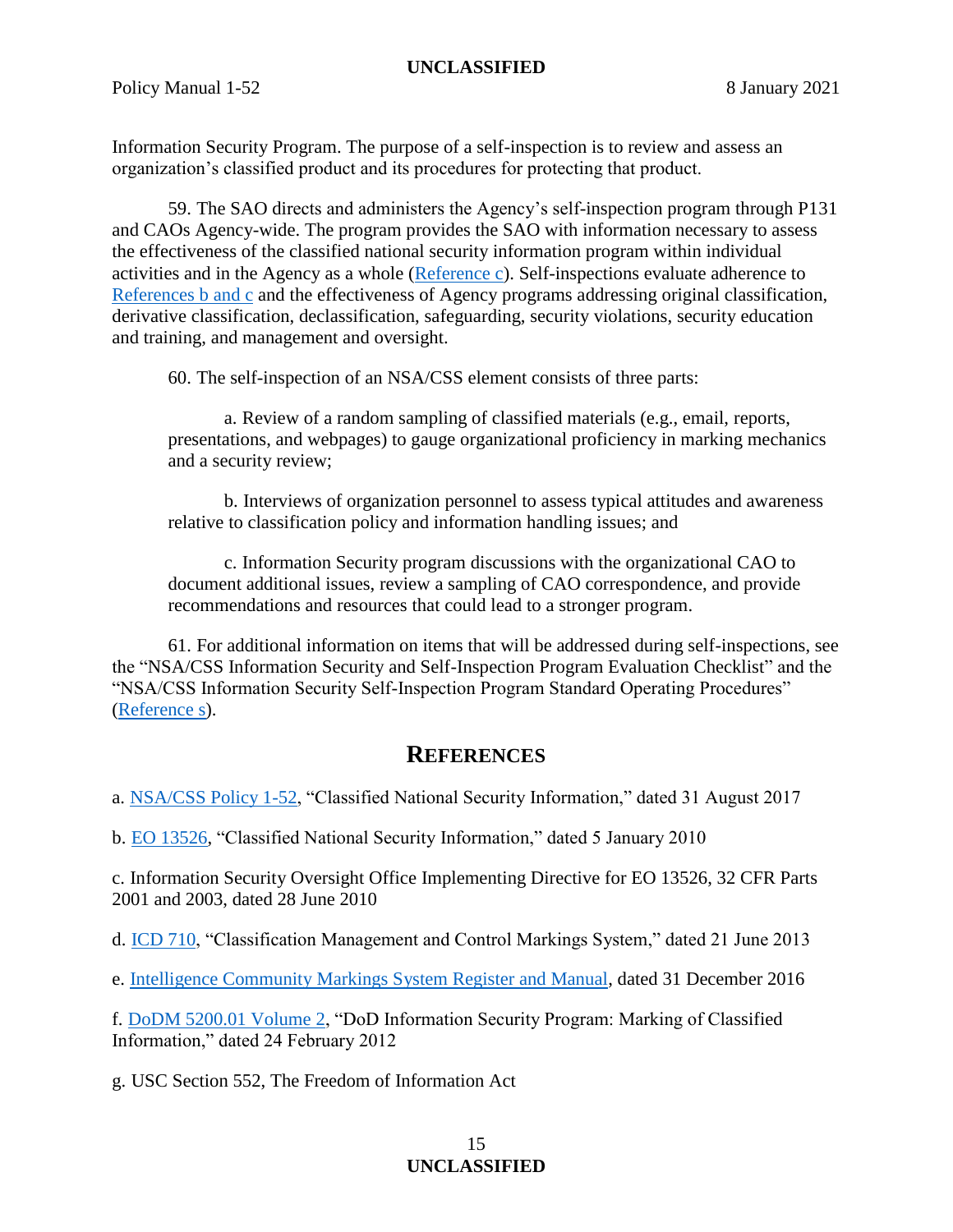Information Security Program. The purpose of a self-inspection is to review and assess an organization's classified product and its procedures for protecting that product.

59. The SAO directs and administers the Agency's self-inspection program through P131 and CAOs Agency-wide. The program provides the SAO with information necessary to assess the effectiveness of the classified national security information program within individual activities and in the Agency as a whole (Reference c). Self-inspections evaluate adherence to References b and c and the effectiveness of Agency programs addressing original classification, derivative classification, declassification, safeguarding, security violations, security education and training, and management and oversight.

60. The self-inspection of an NSA/CSS element consists of three parts:

a. Review of a random sampling of classified materials (e.g., email, reports, presentations, and webpages) to gauge organizational proficiency in marking mechanics and a security review;

b. Interviews of organization personnel to assess typical attitudes and awareness relative to classification policy and information handling issues; and

c. Information Security program discussions with the organizational CAO to document additional issues, review a sampling of CAO correspondence, and provide recommendations and resources that could lead to a stronger program.

61. For additional information on items that will be addressed during self-inspections, see the "NSA/CSS Information Security and Self-Inspection Program Evaluation Checklist" and the "NSA/CSS Information Security Self-Inspection Program Standard Operating Procedures" (Reference s).

## REFERENCES

a. NSA/CSS Policy 1-52, "Classified National Security Information," dated 31 August 2017

b. EO 13526, "Classified National Security Information," dated 5 January 2010

c. Information Security Oversight Office Implementing Directive for EO 13526, 32 CFR Parts 2001 and 2003, dated 28 June 2010

d. ICD 710, "Classification Management and Control Markings System," dated 21 June 2013

e. Intelligence Community Markings System Register and Manual, dated 31 December 2016

f. DoDM 5200.01 Volume 2, "DoD Information Security Program: Marking of Classified Information," dated 24 February 2012

g. USC Section 552, The Freedom of Information Act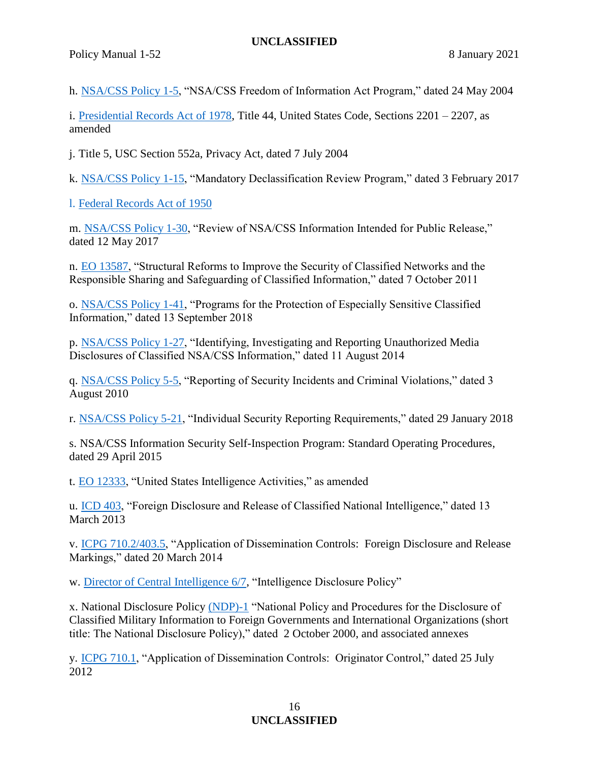h. NSA/CSS Policy 1-5, "NSA/CSS Freedom of Information Act Program," dated 24 May 2004

i. Presidential Records Act of 1978, Title 44, United States Code, Sections 2201 – 2207, as amended

j. Title 5, USC Section 552a, Privacy Act, dated 7 July 2004

k. NSA/CSS Policy 1-15, "Mandatory Declassification Review Program," dated 3 February 2017

l. Federal Records Act of 1950

m. NSA/CSS Policy 1-30, "Review of NSA/CSS Information Intended for Public Release," dated 12 May 2017

n. EO 13587, "Structural Reforms to Improve the Security of Classified Networks and the Responsible Sharing and Safeguarding of Classified Information," dated 7 October 2011

o. NSA/CSS Policy 1-41, "Programs for the Protection of Especially Sensitive Classified Information," dated 13 September 2018

p. NSA/CSS Policy 1-27, "Identifying, Investigating and Reporting Unauthorized Media Disclosures of Classified NSA/CSS Information," dated 11 August 2014

q. NSA/CSS Policy 5-5, "Reporting of Security Incidents and Criminal Violations," dated 3 August 2010

r. NSA/CSS Policy 5-21, "Individual Security Reporting Requirements," dated 29 January 2018

s. NSA/CSS Information Security Self-Inspection Program: Standard Operating Procedures, dated 29 April 2015

t. EO 12333, "United States Intelligence Activities," as amended

u. ICD 403, "Foreign Disclosure and Release of Classified National Intelligence," dated 13 March 2013

v. ICPG 710.2/403.5, "Application of Dissemination Controls: Foreign Disclosure and Release Markings," dated 20 March 2014

w. Director of Central Intelligence 6/7, "Intelligence Disclosure Policy"

x. National Disclosure Policy (NDP)-1 "National Policy and Procedures for the Disclosure of Classified Military Information to Foreign Governments and International Organizations (short title: The National Disclosure Policy)," dated 2 October 2000, and associated annexes

y. ICPG 710.1, "Application of Dissemination Controls: Originator Control," dated 25 July 2012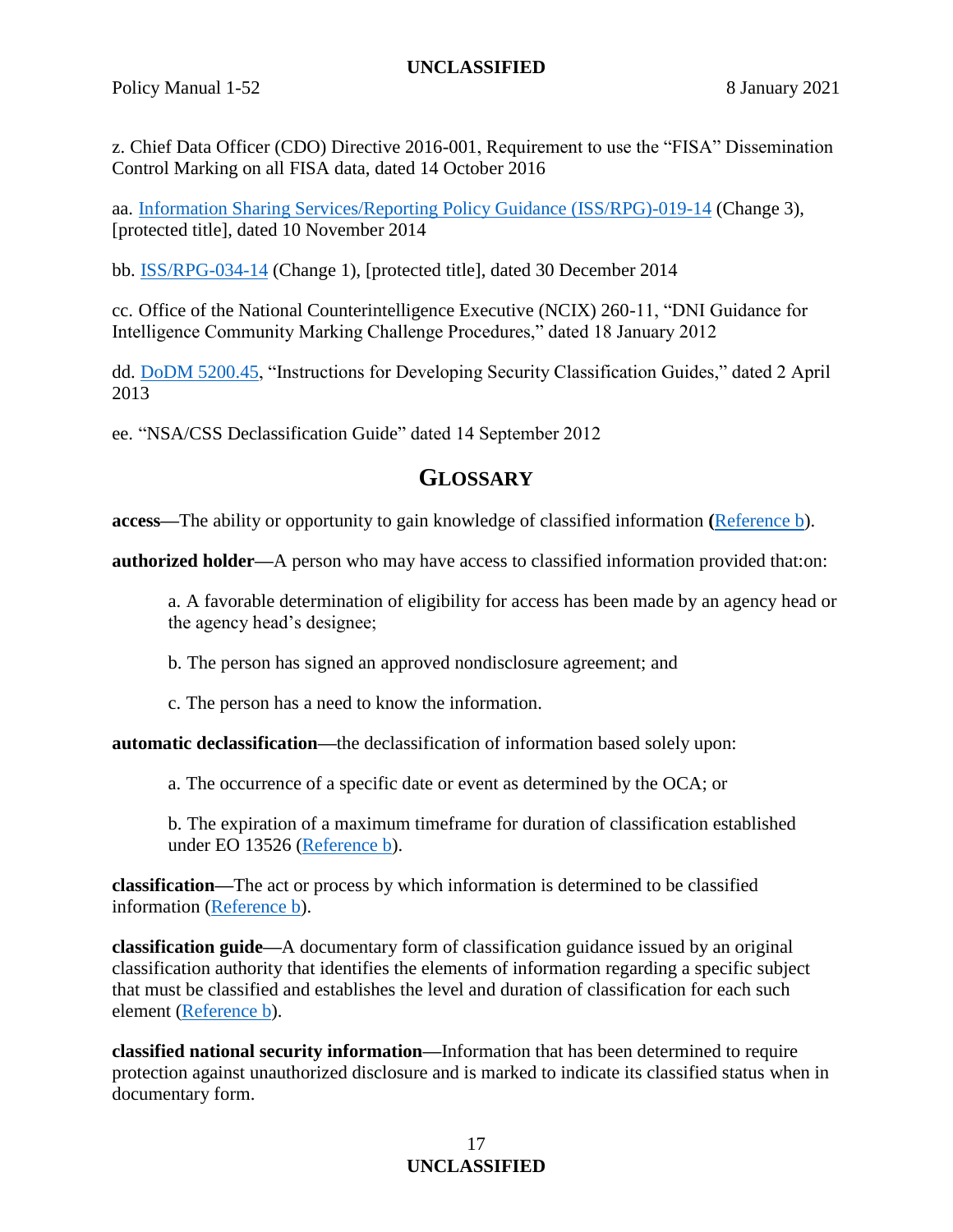z. Chief Data Officer (CDO) Directive 2016-001, Requirement to use the "FISA" Dissemination Control Marking on all FISA data, dated 14 October 2016

aa. Information Sharing Services/Reporting Policy Guidance (ISS/RPG)-019-14 (Change 3), [protected title], dated 10 November 2014

bb. ISS/RPG-034-14 (Change 1), [protected title], dated 30 December 2014

cc. Office of the National Counterintelligence Executive (NCIX) 260-11, "DNI Guidance for Intelligence Community Marking Challenge Procedures," dated 18 January 2012

dd. DoDM 5200.45, "Instructions for Developing Security Classification Guides," dated 2 April 2013

ee. "NSA/CSS Declassification Guide" dated 14 September 2012

## GLOSSARY

**access—**The ability or opportunity to gain knowledge of classified information **(**Reference b).

**authorized holder—**A person who may have access to classified information provided that:on:

> a. A favorable determination of eligibility for access has been made by an agency head or the agency head's designee;
>
> b. The person has signed an approved nondisclosure agreement; and
>
> c. The person has a need to know the information.

**automatic declassification—**the declassification of information based solely upon:

> a. The occurrence of a specific date or event as determined by the OCA; or
>
> b. The expiration of a maximum timeframe for duration of classification established under EO 13526 (Reference b).

**classification—**The act or process by which information is determined to be classified information (Reference b).

**classification guide—**A documentary form of classification guidance issued by an original classification authority that identifies the elements of information regarding a specific subject that must be classified and establishes the level and duration of classification for each such element (Reference b).

**classified national security information—**Information that has been determined to require protection against unauthorized disclosure and is marked to indicate its classified status when in documentary form.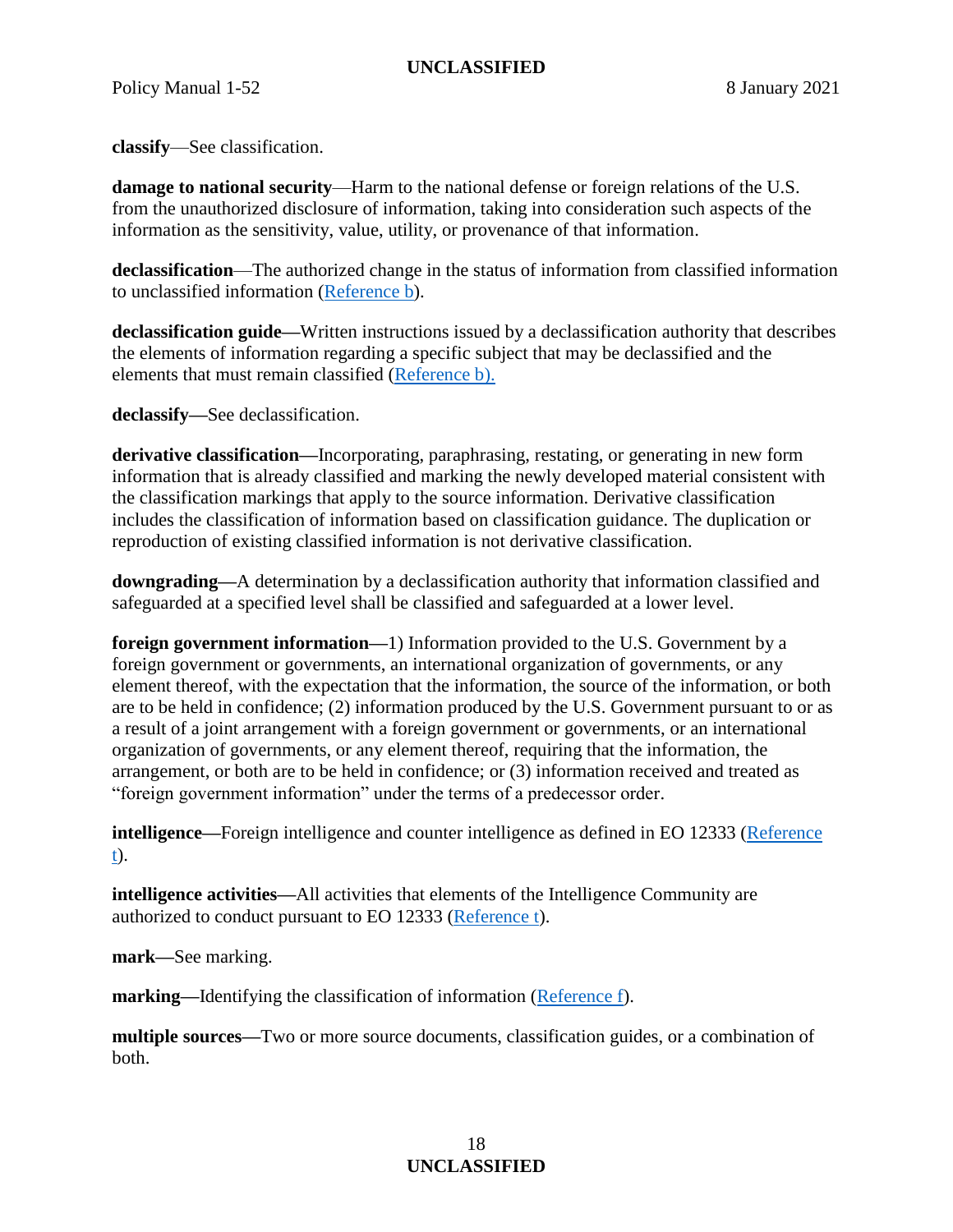**classify**—See classification.

**damage to national security**—Harm to the national defense or foreign relations of the U.S. from the unauthorized disclosure of information, taking into consideration such aspects of the information as the sensitivity, value, utility, or provenance of that information.

**declassification**—The authorized change in the status of information from classified information to unclassified information (Reference b).

**declassification guide—**Written instructions issued by a declassification authority that describes the elements of information regarding a specific subject that may be declassified and the elements that must remain classified (Reference b).

**declassify—**See declassification.

**derivative classification—**Incorporating, paraphrasing, restating, or generating in new form information that is already classified and marking the newly developed material consistent with the classification markings that apply to the source information. Derivative classification includes the classification of information based on classification guidance. The duplication or reproduction of existing classified information is not derivative classification.

**downgrading—**A determination by a declassification authority that information classified and safeguarded at a specified level shall be classified and safeguarded at a lower level.

**foreign government information—**1) Information provided to the U.S. Government by a foreign government or governments, an international organization of governments, or any element thereof, with the expectation that the information, the source of the information, or both are to be held in confidence; (2) information produced by the U.S. Government pursuant to or as a result of a joint arrangement with a foreign government or governments, or an international organization of governments, or any element thereof, requiring that the information, the arrangement, or both are to be held in confidence; or (3) information received and treated as "foreign government information" under the terms of a predecessor order.

**intelligence—**Foreign intelligence and counter intelligence as defined in EO 12333 (Reference t).

**intelligence activities—**All activities that elements of the Intelligence Community are authorized to conduct pursuant to EO 12333 (Reference t).

**mark—**See marking.

**marking—**Identifying the classification of information (Reference f).

**multiple sources—**Two or more source documents, classification guides, or a combination of both.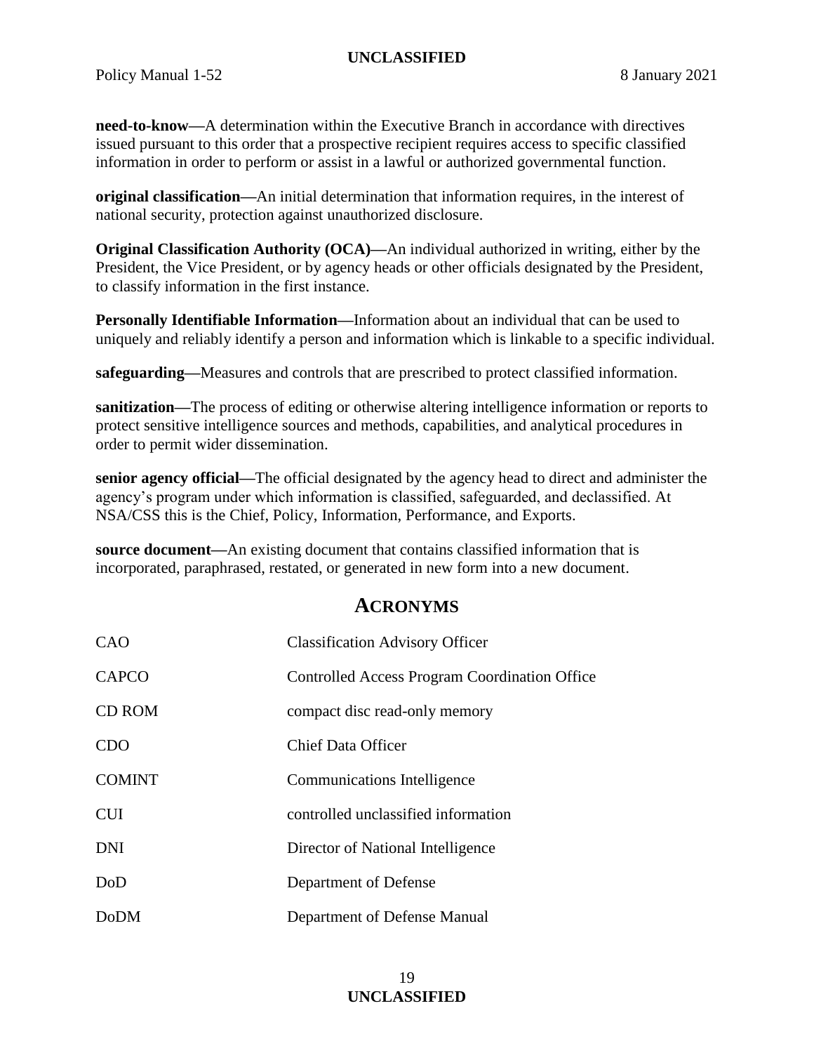**need-to-know**—A determination within the Executive Branch in accordance with directives issued pursuant to this order that a prospective recipient requires access to specific classified information in order to perform or assist in a lawful or authorized governmental function.

**original classification**—An initial determination that information requires, in the interest of national security, protection against unauthorized disclosure.

**Original Classification Authority (OCA)**—An individual authorized in writing, either by the President, the Vice President, or by agency heads or other officials designated by the President, to classify information in the first instance.

**Personally Identifiable Information**—Information about an individual that can be used to uniquely and reliably identify a person and information which is linkable to a specific individual.

**safeguarding**—Measures and controls that are prescribed to protect classified information.

**sanitization**—The process of editing or otherwise altering intelligence information or reports to protect sensitive intelligence sources and methods, capabilities, and analytical procedures in order to permit wider dissemination.

**senior agency official**—The official designated by the agency head to direct and administer the agency's program under which information is classified, safeguarded, and declassified. At NSA/CSS this is the Chief, Policy, Information, Performance, and Exports.

**source document**—An existing document that contains classified information that is incorporated, paraphrased, restated, or generated in new form into a new document.

## ACRONYMS

| | |
|---|---|
| CAO | Classification Advisory Officer |
| CAPCO | Controlled Access Program Coordination Office |
| CD ROM | compact disc read-only memory |
| CDO | Chief Data Officer |
| COMINT | Communications Intelligence |
| CUI | controlled unclassified information |
| DNI | Director of National Intelligence |
| DoD | Department of Defense |
| DoDM | Department of Defense Manual |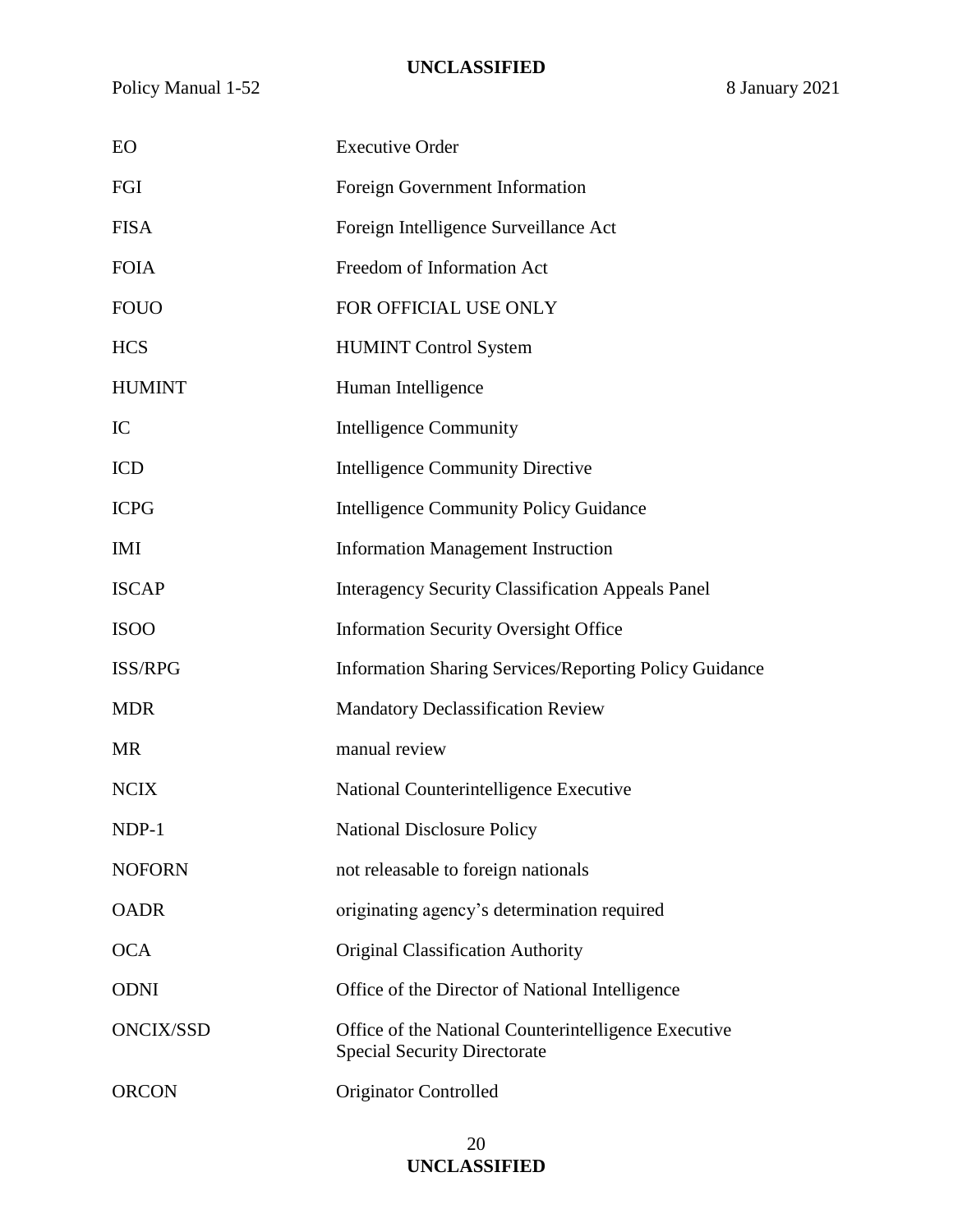| | |
|---|---|
| EO | Executive Order |
| FGI | Foreign Government Information |
| FISA | Foreign Intelligence Surveillance Act |
| FOIA | Freedom of Information Act |
| FOUO | FOR OFFICIAL USE ONLY |
| HCS | HUMINT Control System |
| HUMINT | Human Intelligence |
| IC | Intelligence Community |
| ICD | Intelligence Community Directive |
| ICPG | Intelligence Community Policy Guidance |
| IMI | Information Management Instruction |
| ISCAP | Interagency Security Classification Appeals Panel |
| ISOO | Information Security Oversight Office |
| ISS/RPG | Information Sharing Services/Reporting Policy Guidance |
| MDR | Mandatory Declassification Review |
| MR | manual review |
| NCIX | National Counterintelligence Executive |
| NDP-1 | National Disclosure Policy |
| NOFORN | not releasable to foreign nationals |
| OADR | originating agency's determination required |
| OCA | Original Classification Authority |
| ODNI | Office of the Director of National Intelligence |
| ONCIX/SSD | Office of the National Counterintelligence Executive Special Security Directorate |
| ORCON | Originator Controlled |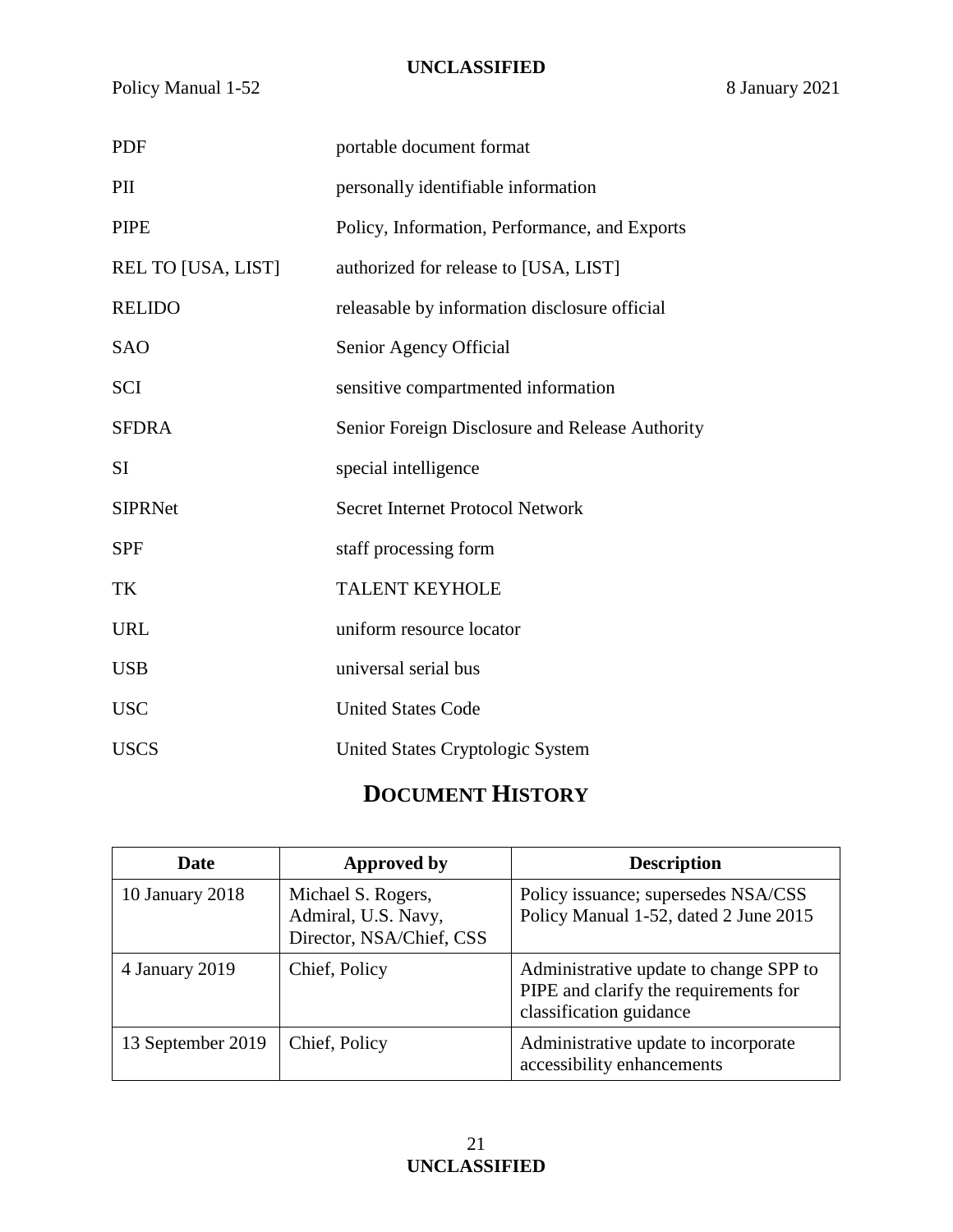| | |
|---|---|
| PDF | portable document format |
| PII | personally identifiable information |
| PIPE | Policy, Information, Performance, and Exports |
| REL TO [USA, LIST] | authorized for release to [USA, LIST] |
| RELIDO | releasable by information disclosure official |
| SAO | Senior Agency Official |
| SCI | sensitive compartmented information |
| SFDRA | Senior Foreign Disclosure and Release Authority |
| SI | special intelligence |
| SIPRNet | Secret Internet Protocol Network |
| SPF | staff processing form |
| TK | TALENT KEYHOLE |
| URL | uniform resource locator |
| USB | universal serial bus |
| USC | United States Code |
| USCS | United States Cryptologic System |

# DOCUMENT HISTORY

| Date | Approved by | Description |
|---|---|---|
| 10 January 2018 | Michael S. Rogers, Admiral, U.S. Navy, Director, NSA/Chief, CSS | Policy issuance; supersedes NSA/CSS Policy Manual 1-52, dated 2 June 2015 |
| 4 January 2019 | Chief, Policy | Administrative update to change SPP to PIPE and clarify the requirements for classification guidance |
| 13 September 2019 | Chief, Policy | Administrative update to incorporate accessibility enhancements |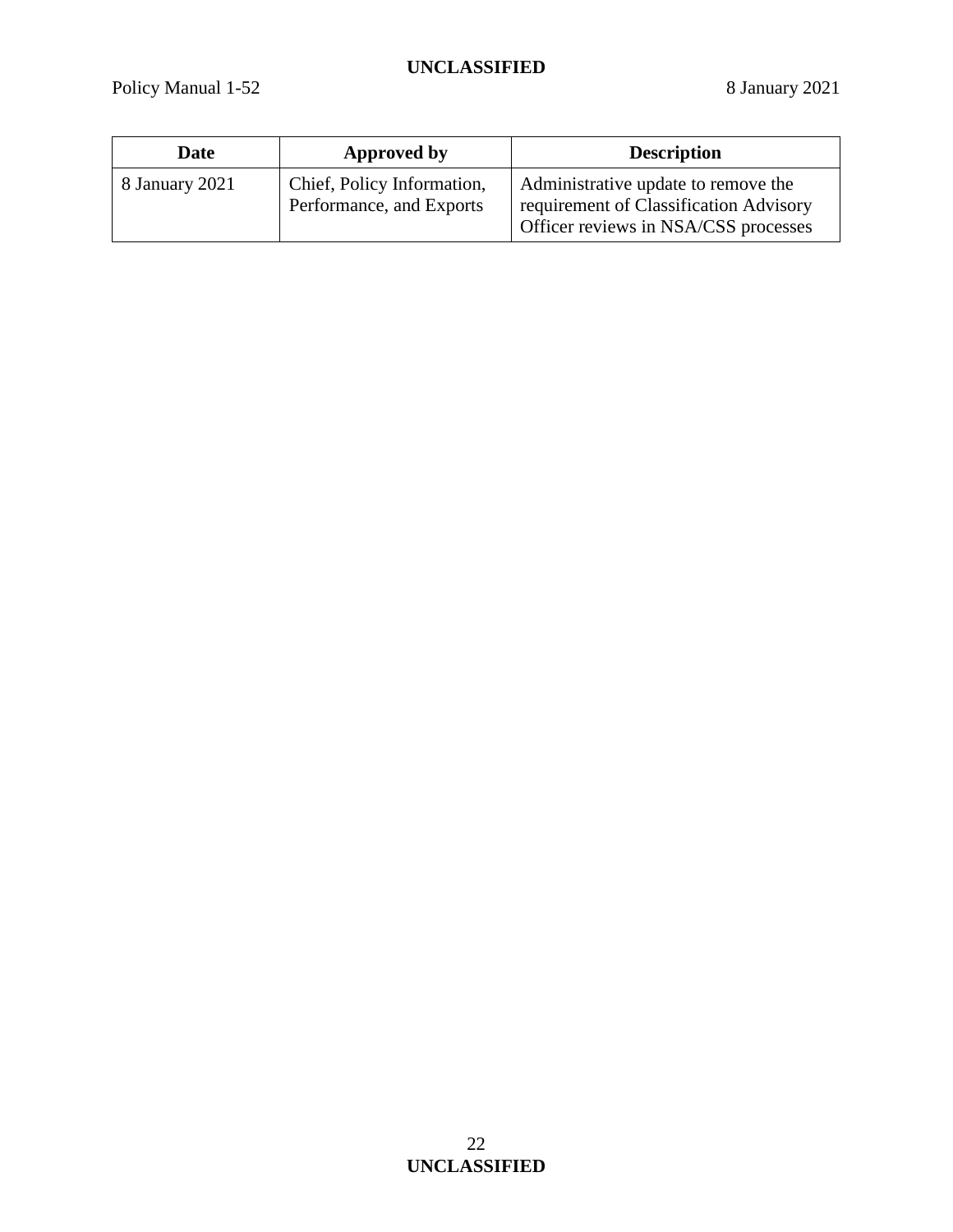| Date | Approved by | Description |
|---|---|---|
| 8 January 2021 | Chief, Policy Information, Performance, and Exports | Administrative update to remove the requirement of Classification Advisory Officer reviews in NSA/CSS processes |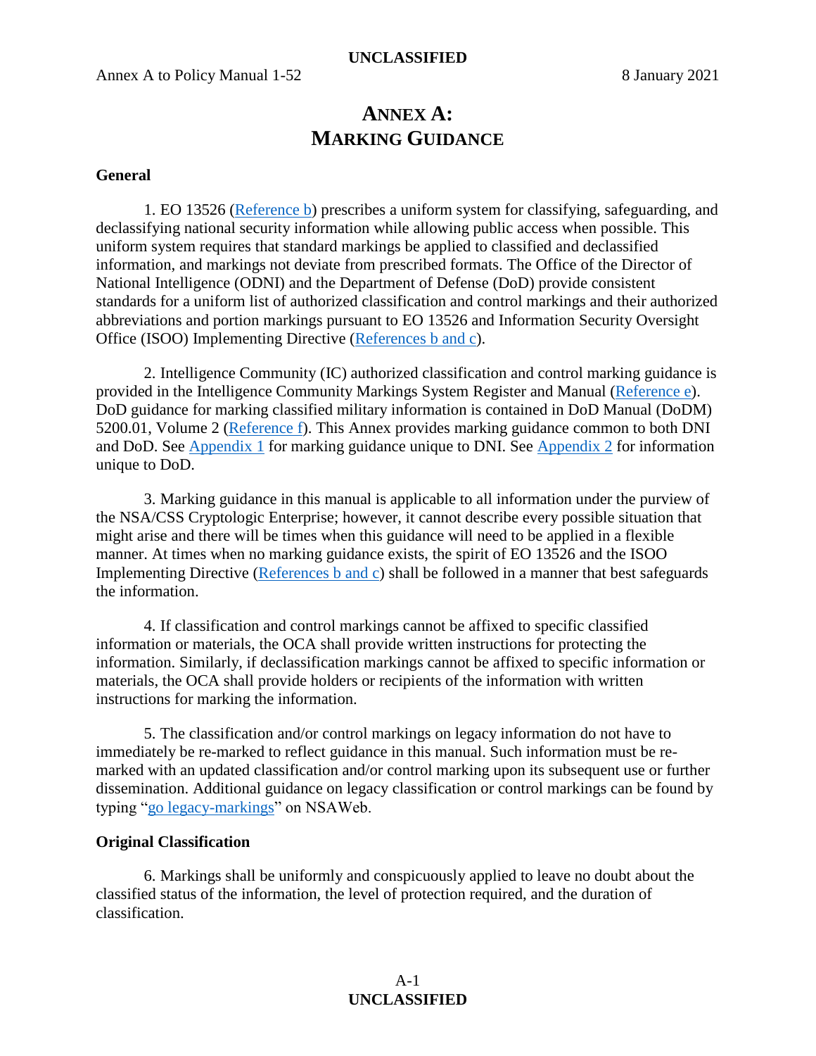# ANNEX A: MARKING GUIDANCE

**General**

1. EO 13526 (Reference b) prescribes a uniform system for classifying, safeguarding, and declassifying national security information while allowing public access when possible. This uniform system requires that standard markings be applied to classified and declassified information, and markings not deviate from prescribed formats. The Office of the Director of National Intelligence (ODNI) and the Department of Defense (DoD) provide consistent standards for a uniform list of authorized classification and control markings and their authorized abbreviations and portion markings pursuant to EO 13526 and Information Security Oversight Office (ISOO) Implementing Directive (References b and c).

2. Intelligence Community (IC) authorized classification and control marking guidance is provided in the Intelligence Community Markings System Register and Manual (Reference e). DoD guidance for marking classified military information is contained in DoD Manual (DoDM) 5200.01, Volume 2 (Reference f). This Annex provides marking guidance common to both DNI and DoD. See Appendix 1 for marking guidance unique to DNI. See Appendix 2 for information unique to DoD.

3. Marking guidance in this manual is applicable to all information under the purview of the NSA/CSS Cryptologic Enterprise; however, it cannot describe every possible situation that might arise and there will be times when this guidance will need to be applied in a flexible manner. At times when no marking guidance exists, the spirit of EO 13526 and the ISOO Implementing Directive (References b and c) shall be followed in a manner that best safeguards the information.

4. If classification and control markings cannot be affixed to specific classified information or materials, the OCA shall provide written instructions for protecting the information. Similarly, if declassification markings cannot be affixed to specific information or materials, the OCA shall provide holders or recipients of the information with written instructions for marking the information.

5. The classification and/or control markings on legacy information do not have to immediately be re-marked to reflect guidance in this manual. Such information must be re-marked with an updated classification and/or control marking upon its subsequent use or further dissemination. Additional guidance on legacy classification or control markings can be found by typing "go legacy-markings" on NSAWeb.

**Original Classification**

6. Markings shall be uniformly and conspicuously applied to leave no doubt about the classified status of the information, the level of protection required, and the duration of classification.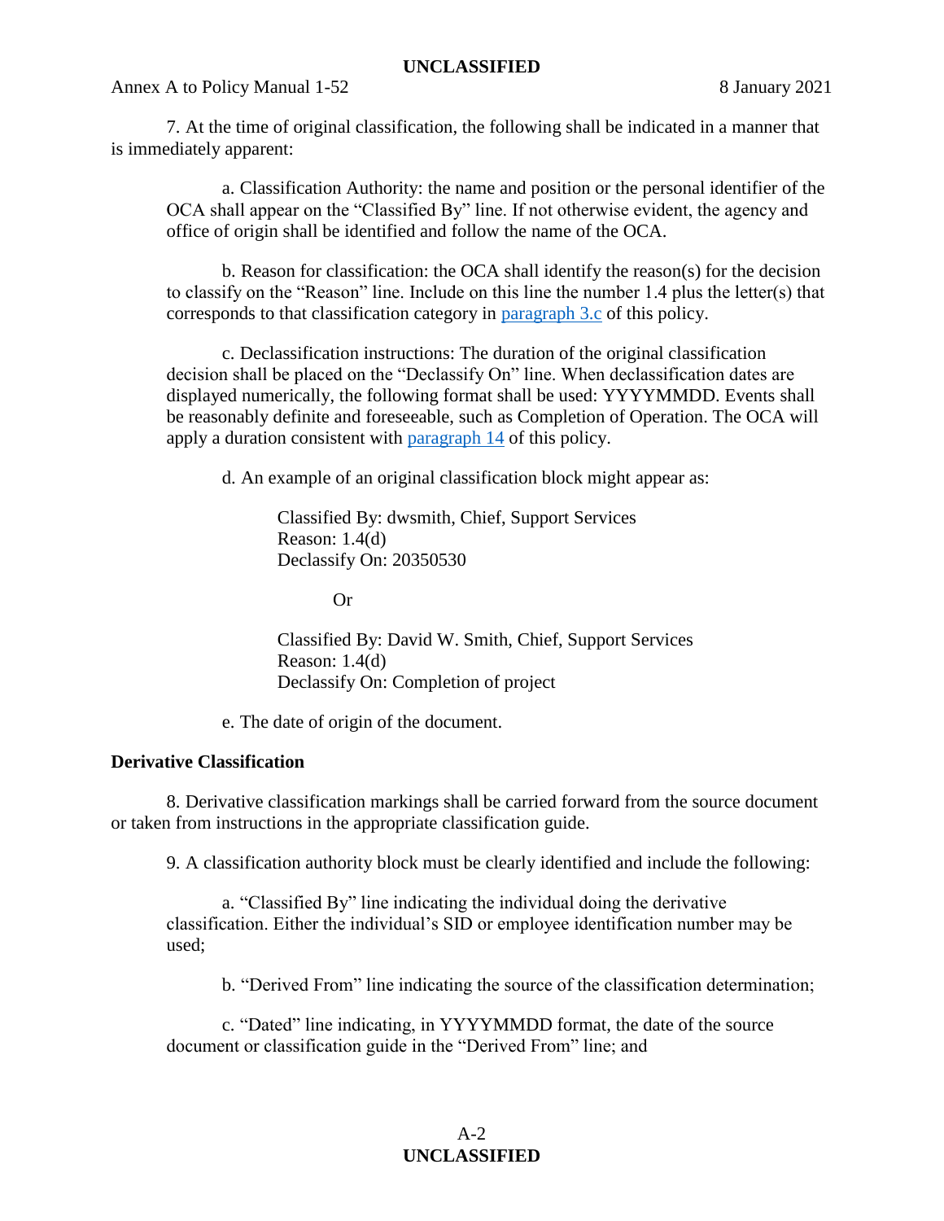7. At the time of original classification, the following shall be indicated in a manner that is immediately apparent:

a. Classification Authority: the name and position or the personal identifier of the OCA shall appear on the "Classified By" line. If not otherwise evident, the agency and office of origin shall be identified and follow the name of the OCA.

b. Reason for classification: the OCA shall identify the reason(s) for the decision to classify on the "Reason" line. Include on this line the number 1.4 plus the letter(s) that corresponds to that classification category in paragraph 3.c of this policy.

c. Declassification instructions: The duration of the original classification decision shall be placed on the "Declassify On" line. When declassification dates are displayed numerically, the following format shall be used: YYYYMMDD. Events shall be reasonably definite and foreseeable, such as Completion of Operation. The OCA will apply a duration consistent with paragraph 14 of this policy.

d. An example of an original classification block might appear as:

> Classified By: dwsmith, Chief, Support Services
> Reason: 1.4(d)
> Declassify On: 20350530
>
> Or
>
> Classified By: David W. Smith, Chief, Support Services
> Reason: 1.4(d)
> Declassify On: Completion of project

e. The date of origin of the document.

**Derivative Classification**

8. Derivative classification markings shall be carried forward from the source document or taken from instructions in the appropriate classification guide.

9. A classification authority block must be clearly identified and include the following:

a. "Classified By" line indicating the individual doing the derivative classification. Either the individual's SID or employee identification number may be used;

b. "Derived From" line indicating the source of the classification determination;

c. "Dated" line indicating, in YYYYMMDD format, the date of the source document or classification guide in the "Derived From" line; and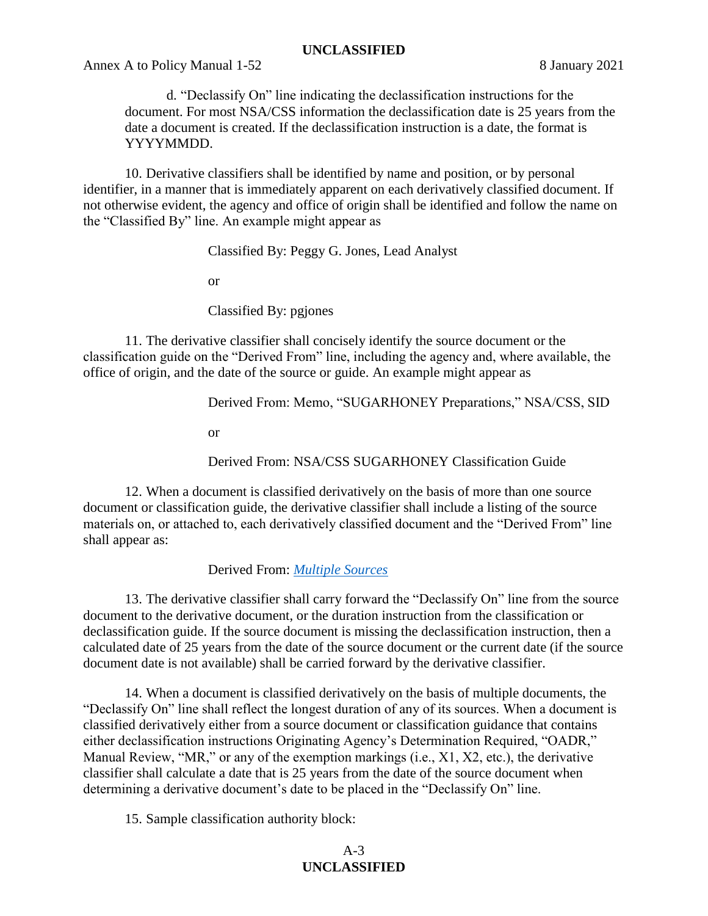d. "Declassify On" line indicating the declassification instructions for the document. For most NSA/CSS information the declassification date is 25 years from the date a document is created. If the declassification instruction is a date, the format is YYYYMMDD.

10. Derivative classifiers shall be identified by name and position, or by personal identifier, in a manner that is immediately apparent on each derivatively classified document. If not otherwise evident, the agency and office of origin shall be identified and follow the name on the "Classified By" line. An example might appear as

Classified By: Peggy G. Jones, Lead Analyst

or

Classified By: pgjones

11. The derivative classifier shall concisely identify the source document or the classification guide on the "Derived From" line, including the agency and, where available, the office of origin, and the date of the source or guide. An example might appear as

Derived From: Memo, "SUGARHONEY Preparations," NSA/CSS, SID

or

Derived From: NSA/CSS SUGARHONEY Classification Guide

12. When a document is classified derivatively on the basis of more than one source document or classification guide, the derivative classifier shall include a listing of the source materials on, or attached to, each derivatively classified document and the "Derived From" line shall appear as:

Derived From: *Multiple Sources*

13. The derivative classifier shall carry forward the "Declassify On" line from the source document to the derivative document, or the duration instruction from the classification or declassification guide. If the source document is missing the declassification instruction, then a calculated date of 25 years from the date of the source document or the current date (if the source document date is not available) shall be carried forward by the derivative classifier.

14. When a document is classified derivatively on the basis of multiple documents, the "Declassify On" line shall reflect the longest duration of any of its sources. When a document is classified derivatively either from a source document or classification guidance that contains either declassification instructions Originating Agency's Determination Required, "OADR," Manual Review, "MR," or any of the exemption markings (i.e., X1, X2, etc.), the derivative classifier shall calculate a date that is 25 years from the date of the source document when determining a derivative document's date to be placed in the "Declassify On" line.

15. Sample classification authority block: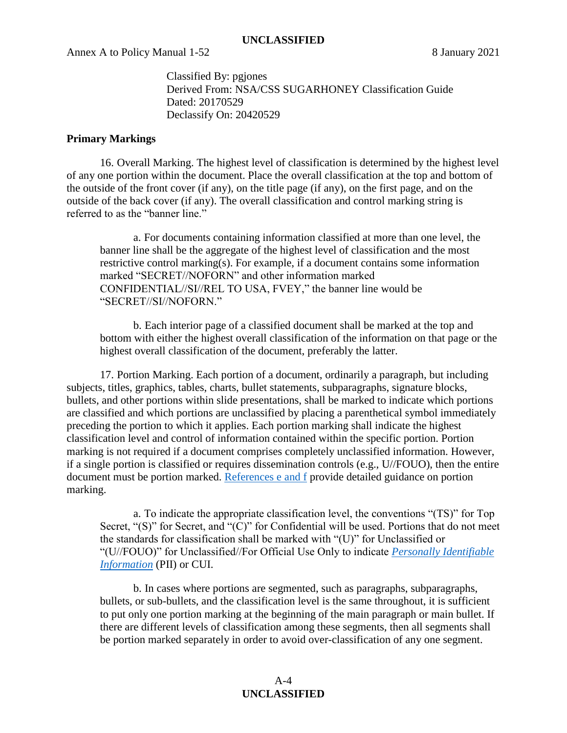Classified By: pgjones
Derived From: NSA/CSS SUGARHONEY Classification Guide
Dated: 20170529
Declassify On: 20420529

**Primary Markings**

16. Overall Marking. The highest level of classification is determined by the highest level of any one portion within the document. Place the overall classification at the top and bottom of the outside of the front cover (if any), on the title page (if any), on the first page, and on the outside of the back cover (if any). The overall classification and control marking string is referred to as the "banner line."

a. For documents containing information classified at more than one level, the banner line shall be the aggregate of the highest level of classification and the most restrictive control marking(s). For example, if a document contains some information marked "SECRET//NOFORN" and other information marked CONFIDENTIAL//SI//REL TO USA, FVEY," the banner line would be "SECRET//SI//NOFORN."

b. Each interior page of a classified document shall be marked at the top and bottom with either the highest overall classification of the information on that page or the highest overall classification of the document, preferably the latter.

17. Portion Marking. Each portion of a document, ordinarily a paragraph, but including subjects, titles, graphics, tables, charts, bullet statements, subparagraphs, signature blocks, bullets, and other portions within slide presentations, shall be marked to indicate which portions are classified and which portions are unclassified by placing a parenthetical symbol immediately preceding the portion to which it applies. Each portion marking shall indicate the highest classification level and control of information contained within the specific portion. Portion marking is not required if a document comprises completely unclassified information. However, if a single portion is classified or requires dissemination controls (e.g., U//FOUO), then the entire document must be portion marked. References e and f provide detailed guidance on portion marking.

a. To indicate the appropriate classification level, the conventions "(TS)" for Top Secret, "(S)" for Secret, and "(C)" for Confidential will be used. Portions that do not meet the standards for classification shall be marked with "(U)" for Unclassified or "(U//FOUO)" for Unclassified//For Official Use Only to indicate *Personally Identifiable Information* (PII) or CUI.

b. In cases where portions are segmented, such as paragraphs, subparagraphs, bullets, or sub-bullets, and the classification level is the same throughout, it is sufficient to put only one portion marking at the beginning of the main paragraph or main bullet. If there are different levels of classification among these segments, then all segments shall be portion marked separately in order to avoid over-classification of any one segment.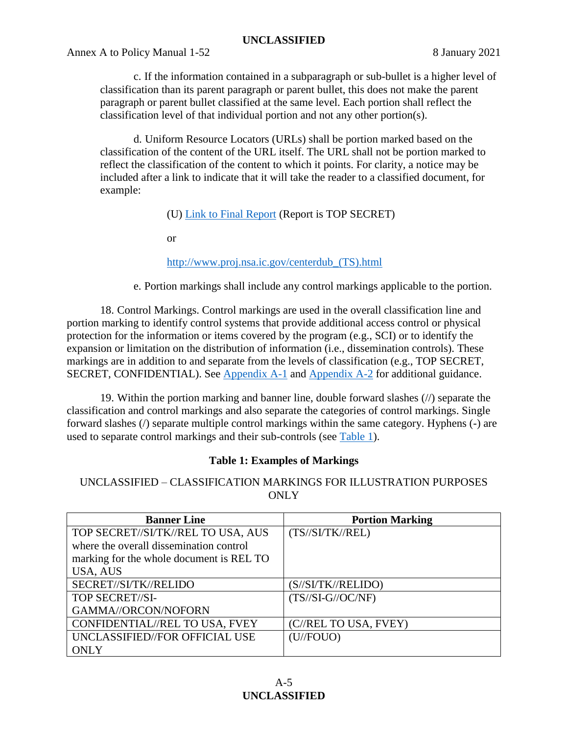c. If the information contained in a subparagraph or sub-bullet is a higher level of classification than its parent paragraph or parent bullet, this does not make the parent paragraph or parent bullet classified at the same level. Each portion shall reflect the classification level of that individual portion and not any other portion(s).

d. Uniform Resource Locators (URLs) shall be portion marked based on the classification of the content of the URL itself. The URL shall not be portion marked to reflect the classification of the content to which it points. For clarity, a notice may be included after a link to indicate that it will take the reader to a classified document, for example:

(U) Link to Final Report (Report is TOP SECRET)

or

http://www.proj.nsa.ic.gov/centerdub_(TS).html

e. Portion markings shall include any control markings applicable to the portion.

18. Control Markings. Control markings are used in the overall classification line and portion marking to identify control systems that provide additional access control or physical protection for the information or items covered by the program (e.g., SCI) or to identify the expansion or limitation on the distribution of information (i.e., dissemination controls). These markings are in addition to and separate from the levels of classification (e.g., TOP SECRET, SECRET, CONFIDENTIAL). See Appendix A-1 and Appendix A-2 for additional guidance.

19. Within the portion marking and banner line, double forward slashes (//) separate the classification and control markings and also separate the categories of control markings. Single forward slashes (/) separate multiple control markings within the same category. Hyphens (-) are used to separate control markings and their sub-controls (see Table 1).

**Table 1: Examples of Markings**

UNCLASSIFIED – CLASSIFICATION MARKINGS FOR ILLUSTRATION PURPOSES ONLY

| Banner Line | Portion Marking |
|---|---|
| TOP SECRET//SI/TK//REL TO USA, AUS where the overall dissemination control marking for the whole document is REL TO USA, AUS | (TS//SI/TK//REL) |
| SECRET//SI/TK//RELIDO | (S//SI/TK//RELIDO) |
| TOP SECRET//SI-GAMMA//ORCON/NOFORN | (TS//SI-G//OC/NF) |
| CONFIDENTIAL//REL TO USA, FVEY | (C//REL TO USA, FVEY) |
| UNCLASSIFIED//FOR OFFICIAL USE ONLY | (U//FOUO) |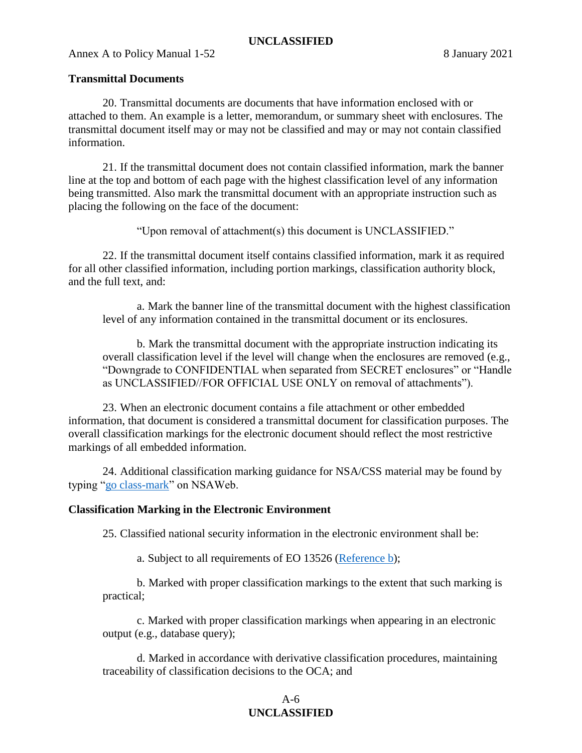**Transmittal Documents**

20. Transmittal documents are documents that have information enclosed with or attached to them. An example is a letter, memorandum, or summary sheet with enclosures. The transmittal document itself may or may not be classified and may or may not contain classified information.

21. If the transmittal document does not contain classified information, mark the banner line at the top and bottom of each page with the highest classification level of any information being transmitted. Also mark the transmittal document with an appropriate instruction such as placing the following on the face of the document:

"Upon removal of attachment(s) this document is UNCLASSIFIED."

22. If the transmittal document itself contains classified information, mark it as required for all other classified information, including portion markings, classification authority block, and the full text, and:

a. Mark the banner line of the transmittal document with the highest classification level of any information contained in the transmittal document or its enclosures.

b. Mark the transmittal document with the appropriate instruction indicating its overall classification level if the level will change when the enclosures are removed (e.g., "Downgrade to CONFIDENTIAL when separated from SECRET enclosures" or "Handle as UNCLASSIFIED//FOR OFFICIAL USE ONLY on removal of attachments").

23. When an electronic document contains a file attachment or other embedded information, that document is considered a transmittal document for classification purposes. The overall classification markings for the electronic document should reflect the most restrictive markings of all embedded information.

24. Additional classification marking guidance for NSA/CSS material may be found by typing "go class-mark" on NSAWeb.

**Classification Marking in the Electronic Environment**

25. Classified national security information in the electronic environment shall be:

a. Subject to all requirements of EO 13526 (Reference b);

b. Marked with proper classification markings to the extent that such marking is practical;

c. Marked with proper classification markings when appearing in an electronic output (e.g., database query);

d. Marked in accordance with derivative classification procedures, maintaining traceability of classification decisions to the OCA; and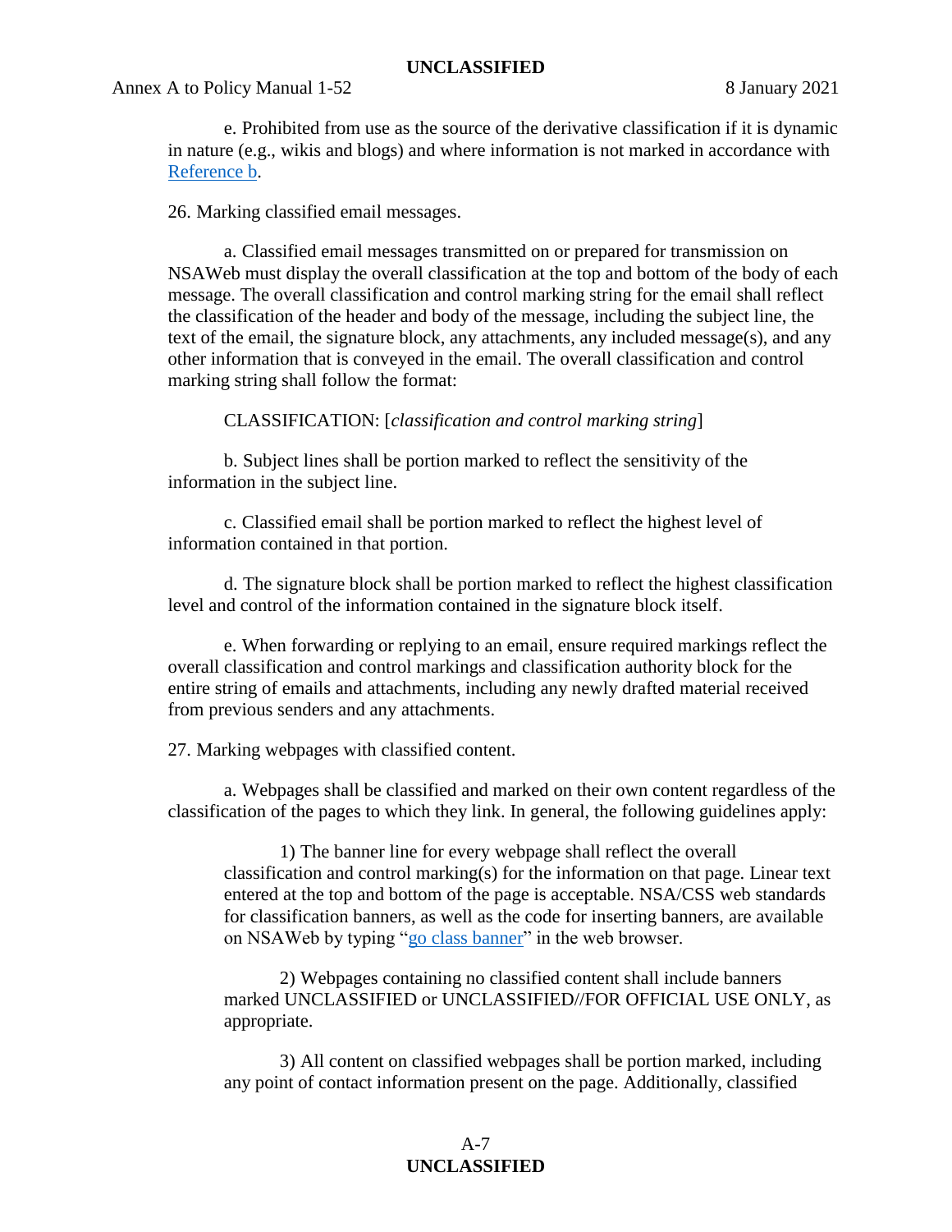e. Prohibited from use as the source of the derivative classification if it is dynamic in nature (e.g., wikis and blogs) and where information is not marked in accordance with Reference b.

26. Marking classified email messages.

a. Classified email messages transmitted on or prepared for transmission on NSAWeb must display the overall classification at the top and bottom of the body of each message. The overall classification and control marking string for the email shall reflect the classification of the header and body of the message, including the subject line, the text of the email, the signature block, any attachments, any included message(s), and any other information that is conveyed in the email. The overall classification and control marking string shall follow the format:

CLASSIFICATION: [*classification and control marking string*]

b. Subject lines shall be portion marked to reflect the sensitivity of the information in the subject line.

c. Classified email shall be portion marked to reflect the highest level of information contained in that portion.

d. The signature block shall be portion marked to reflect the highest classification level and control of the information contained in the signature block itself.

e. When forwarding or replying to an email, ensure required markings reflect the overall classification and control markings and classification authority block for the entire string of emails and attachments, including any newly drafted material received from previous senders and any attachments.

27. Marking webpages with classified content.

a. Webpages shall be classified and marked on their own content regardless of the classification of the pages to which they link. In general, the following guidelines apply:

1) The banner line for every webpage shall reflect the overall classification and control marking(s) for the information on that page. Linear text entered at the top and bottom of the page is acceptable. NSA/CSS web standards for classification banners, as well as the code for inserting banners, are available on NSAWeb by typing "go class banner" in the web browser.

2) Webpages containing no classified content shall include banners marked UNCLASSIFIED or UNCLASSIFIED//FOR OFFICIAL USE ONLY, as appropriate.

3) All content on classified webpages shall be portion marked, including any point of contact information present on the page. Additionally, classified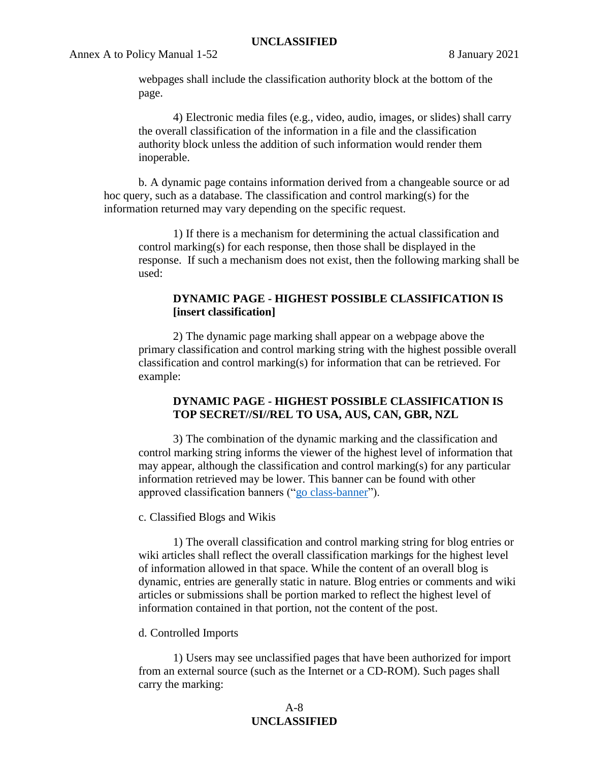webpages shall include the classification authority block at the bottom of the page.

4) Electronic media files (e.g., video, audio, images, or slides) shall carry the overall classification of the information in a file and the classification authority block unless the addition of such information would render them inoperable.

b. A dynamic page contains information derived from a changeable source or ad hoc query, such as a database. The classification and control marking(s) for the information returned may vary depending on the specific request.

1) If there is a mechanism for determining the actual classification and control marking(s) for each response, then those shall be displayed in the response. If such a mechanism does not exist, then the following marking shall be used:

**DYNAMIC PAGE - HIGHEST POSSIBLE CLASSIFICATION IS [insert classification]**

2) The dynamic page marking shall appear on a webpage above the primary classification and control marking string with the highest possible overall classification and control marking(s) for information that can be retrieved. For example:

**DYNAMIC PAGE - HIGHEST POSSIBLE CLASSIFICATION IS TOP SECRET//SI//REL TO USA, AUS, CAN, GBR, NZL**

3) The combination of the dynamic marking and the classification and control marking string informs the viewer of the highest level of information that may appear, although the classification and control marking(s) for any particular information retrieved may be lower. This banner can be found with other approved classification banners ("go class-banner").

c. Classified Blogs and Wikis

1) The overall classification and control marking string for blog entries or wiki articles shall reflect the overall classification markings for the highest level of information allowed in that space. While the content of an overall blog is dynamic, entries are generally static in nature. Blog entries or comments and wiki articles or submissions shall be portion marked to reflect the highest level of information contained in that portion, not the content of the post.

d. Controlled Imports

1) Users may see unclassified pages that have been authorized for import from an external source (such as the Internet or a CD-ROM). Such pages shall carry the marking: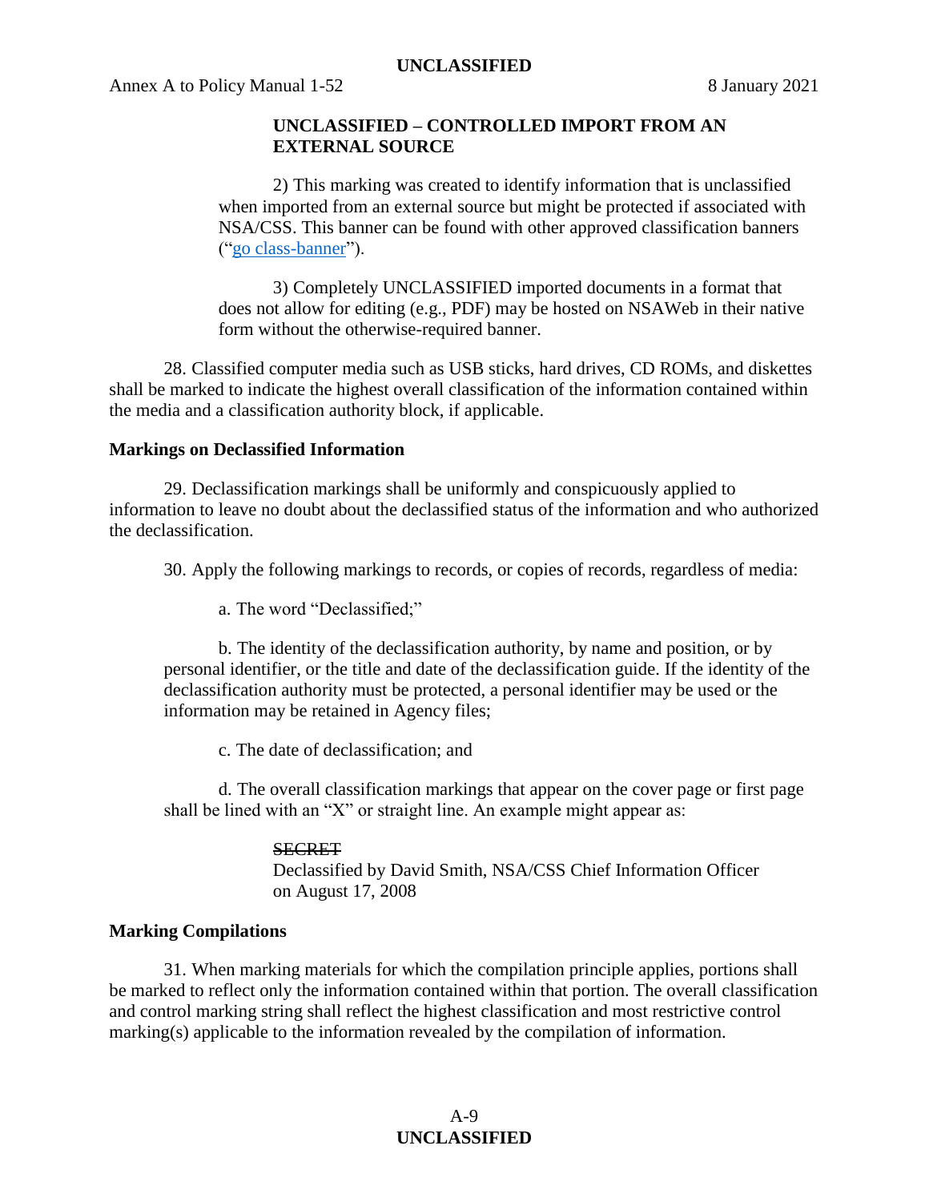**UNCLASSIFIED – CONTROLLED IMPORT FROM AN EXTERNAL SOURCE**

2) This marking was created to identify information that is unclassified when imported from an external source but might be protected if associated with NSA/CSS. This banner can be found with other approved classification banners ("go class-banner").

3) Completely UNCLASSIFIED imported documents in a format that does not allow for editing (e.g., PDF) may be hosted on NSAWeb in their native form without the otherwise-required banner.

28. Classified computer media such as USB sticks, hard drives, CD ROMs, and diskettes shall be marked to indicate the highest overall classification of the information contained within the media and a classification authority block, if applicable.

**Markings on Declassified Information**

29. Declassification markings shall be uniformly and conspicuously applied to information to leave no doubt about the declassified status of the information and who authorized the declassification.

30. Apply the following markings to records, or copies of records, regardless of media:

a. The word "Declassified;"

b. The identity of the declassification authority, by name and position, or by personal identifier, or the title and date of the declassification guide. If the identity of the declassification authority must be protected, a personal identifier may be used or the information may be retained in Agency files;

c. The date of declassification; and

d. The overall classification markings that appear on the cover page or first page shall be lined with an "X" or straight line. An example might appear as:

~~SECRET~~
Declassified by David Smith, NSA/CSS Chief Information Officer
on August 17, 2008

**Marking Compilations**

31. When marking materials for which the compilation principle applies, portions shall be marked to reflect only the information contained within that portion. The overall classification and control marking string shall reflect the highest classification and most restrictive control marking(s) applicable to the information revealed by the compilation of information.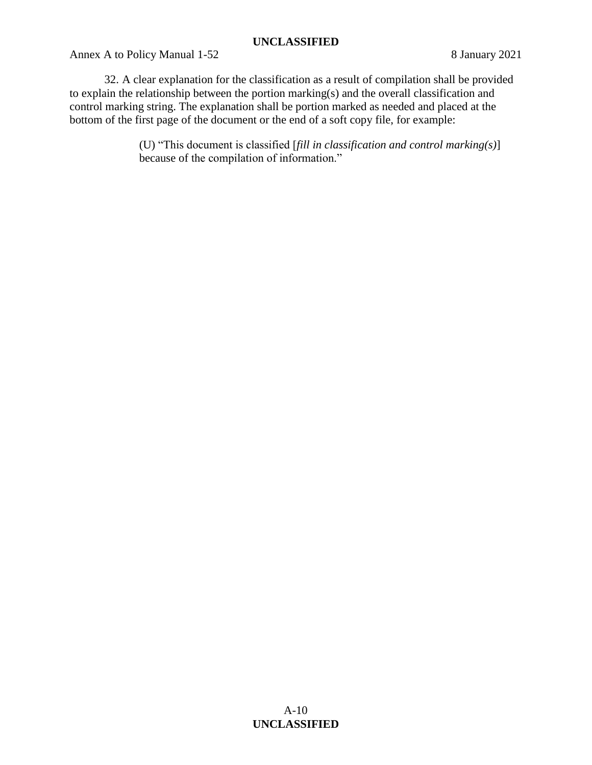32. A clear explanation for the classification as a result of compilation shall be provided to explain the relationship between the portion marking(s) and the overall classification and control marking string. The explanation shall be portion marked as needed and placed at the bottom of the first page of the document or the end of a soft copy file, for example:

> (U) "This document is classified [*fill in classification and control marking(s)*] because of the compilation of information."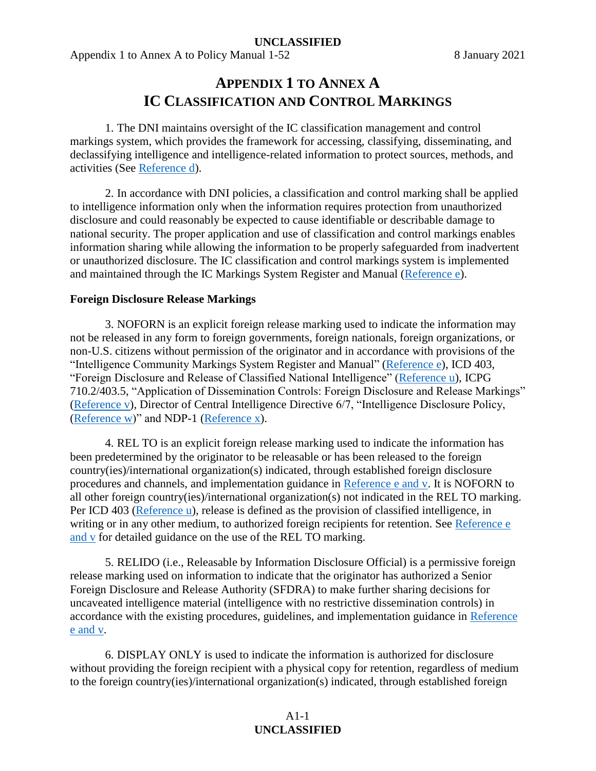# APPENDIX 1 TO ANNEX A
# IC CLASSIFICATION AND CONTROL MARKINGS

1. The DNI maintains oversight of the IC classification management and control markings system, which provides the framework for accessing, classifying, disseminating, and declassifying intelligence and intelligence-related information to protect sources, methods, and activities (See Reference d).

2. In accordance with DNI policies, a classification and control marking shall be applied to intelligence information only when the information requires protection from unauthorized disclosure and could reasonably be expected to cause identifiable or describable damage to national security. The proper application and use of classification and control markings enables information sharing while allowing the information to be properly safeguarded from inadvertent or unauthorized disclosure. The IC classification and control markings system is implemented and maintained through the IC Markings System Register and Manual (Reference e).

**Foreign Disclosure Release Markings**

3. NOFORN is an explicit foreign release marking used to indicate the information may not be released in any form to foreign governments, foreign nationals, foreign organizations, or non-U.S. citizens without permission of the originator and in accordance with provisions of the "Intelligence Community Markings System Register and Manual" (Reference e), ICD 403, "Foreign Disclosure and Release of Classified National Intelligence" (Reference u), ICPG 710.2/403.5, "Application of Dissemination Controls: Foreign Disclosure and Release Markings" (Reference v), Director of Central Intelligence Directive 6/7, "Intelligence Disclosure Policy, (Reference w)" and NDP-1 (Reference x).

4. REL TO is an explicit foreign release marking used to indicate the information has been predetermined by the originator to be releasable or has been released to the foreign country(ies)/international organization(s) indicated, through established foreign disclosure procedures and channels, and implementation guidance in Reference e and v. It is NOFORN to all other foreign country(ies)/international organization(s) not indicated in the REL TO marking. Per ICD 403 (Reference u), release is defined as the provision of classified intelligence, in writing or in any other medium, to authorized foreign recipients for retention. See Reference e and v for detailed guidance on the use of the REL TO marking.

5. RELIDO (i.e., Releasable by Information Disclosure Official) is a permissive foreign release marking used on information to indicate that the originator has authorized a Senior Foreign Disclosure and Release Authority (SFDRA) to make further sharing decisions for uncaveated intelligence material (intelligence with no restrictive dissemination controls) in accordance with the existing procedures, guidelines, and implementation guidance in Reference e and v.

6. DISPLAY ONLY is used to indicate the information is authorized for disclosure without providing the foreign recipient with a physical copy for retention, regardless of medium to the foreign country(ies)/international organization(s) indicated, through established foreign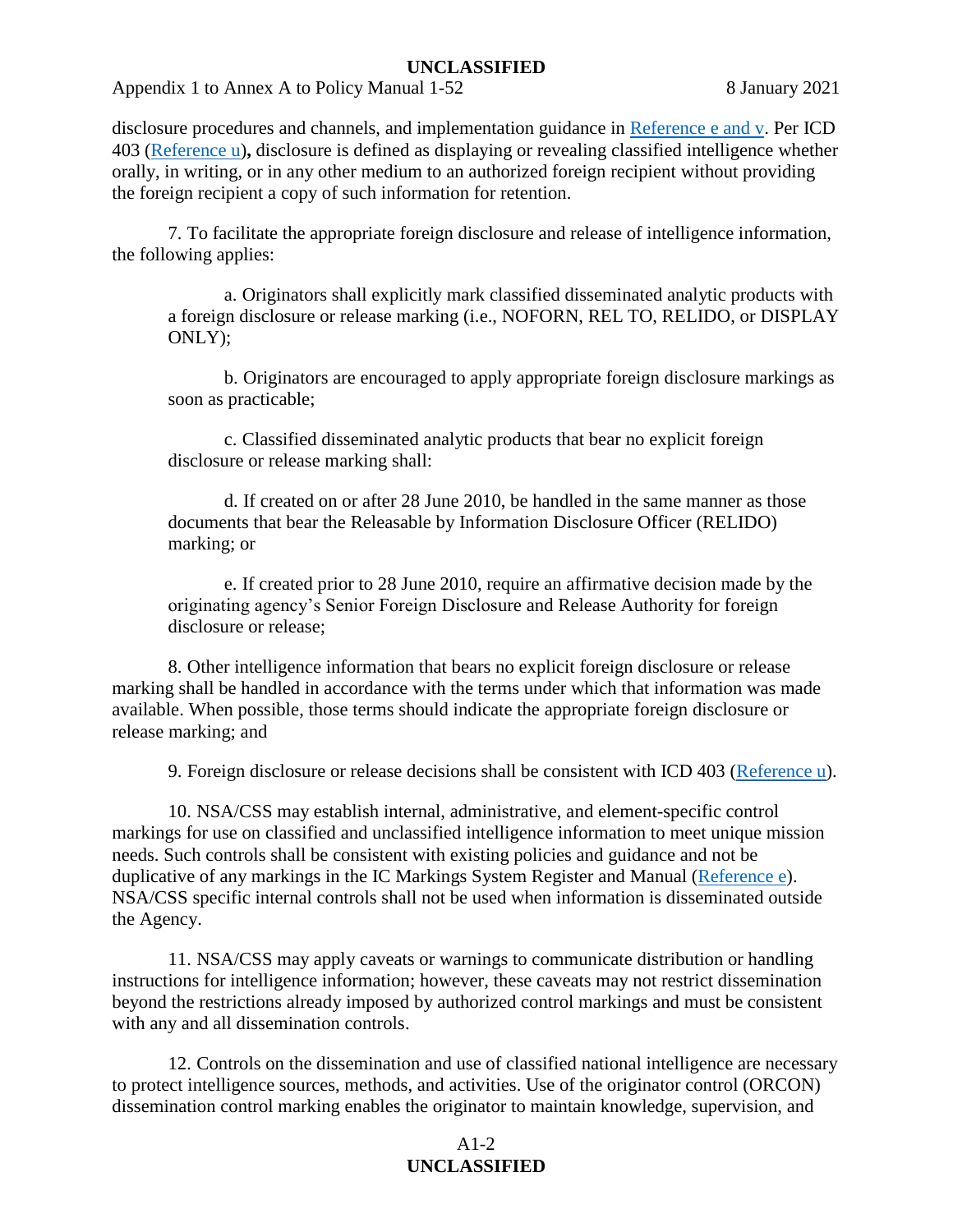disclosure procedures and channels, and implementation guidance in Reference e and v. Per ICD 403 (Reference u)**,** disclosure is defined as displaying or revealing classified intelligence whether orally, in writing, or in any other medium to an authorized foreign recipient without providing the foreign recipient a copy of such information for retention.

7. To facilitate the appropriate foreign disclosure and release of intelligence information, the following applies:

a. Originators shall explicitly mark classified disseminated analytic products with a foreign disclosure or release marking (i.e., NOFORN, REL TO, RELIDO, or DISPLAY ONLY);

b. Originators are encouraged to apply appropriate foreign disclosure markings as soon as practicable;

c. Classified disseminated analytic products that bear no explicit foreign disclosure or release marking shall:

d. If created on or after 28 June 2010, be handled in the same manner as those documents that bear the Releasable by Information Disclosure Officer (RELIDO) marking; or

e. If created prior to 28 June 2010, require an affirmative decision made by the originating agency's Senior Foreign Disclosure and Release Authority for foreign disclosure or release;

8. Other intelligence information that bears no explicit foreign disclosure or release marking shall be handled in accordance with the terms under which that information was made available. When possible, those terms should indicate the appropriate foreign disclosure or release marking; and

9. Foreign disclosure or release decisions shall be consistent with ICD 403 (Reference u).

10. NSA/CSS may establish internal, administrative, and element-specific control markings for use on classified and unclassified intelligence information to meet unique mission needs. Such controls shall be consistent with existing policies and guidance and not be duplicative of any markings in the IC Markings System Register and Manual (Reference e). NSA/CSS specific internal controls shall not be used when information is disseminated outside the Agency.

11. NSA/CSS may apply caveats or warnings to communicate distribution or handling instructions for intelligence information; however, these caveats may not restrict dissemination beyond the restrictions already imposed by authorized control markings and must be consistent with any and all dissemination controls.

12. Controls on the dissemination and use of classified national intelligence are necessary to protect intelligence sources, methods, and activities. Use of the originator control (ORCON) dissemination control marking enables the originator to maintain knowledge, supervision, and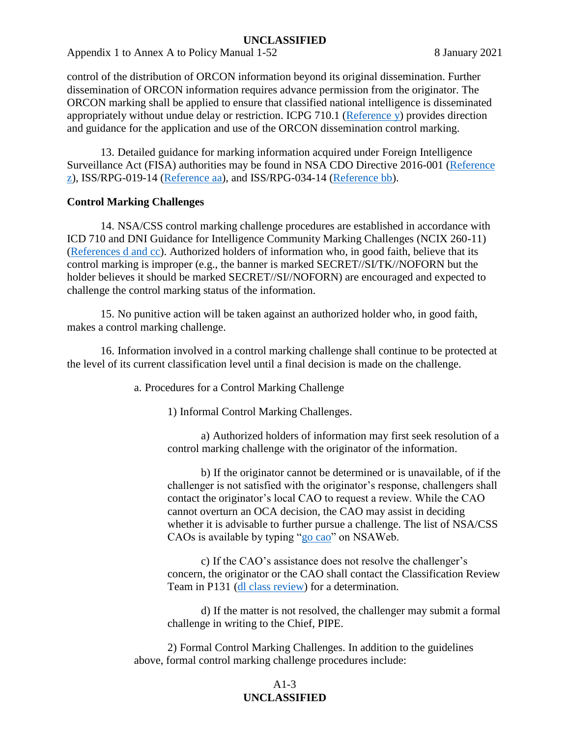control of the distribution of ORCON information beyond its original dissemination. Further dissemination of ORCON information requires advance permission from the originator. The ORCON marking shall be applied to ensure that classified national intelligence is disseminated appropriately without undue delay or restriction. ICPG 710.1 (Reference y) provides direction and guidance for the application and use of the ORCON dissemination control marking.

13. Detailed guidance for marking information acquired under Foreign Intelligence Surveillance Act (FISA) authorities may be found in NSA CDO Directive 2016-001 (Reference z), ISS/RPG-019-14 (Reference aa), and ISS/RPG-034-14 (Reference bb).

**Control Marking Challenges**

14. NSA/CSS control marking challenge procedures are established in accordance with ICD 710 and DNI Guidance for Intelligence Community Marking Challenges (NCIX 260-11) (References d and cc). Authorized holders of information who, in good faith, believe that its control marking is improper (e.g., the banner is marked SECRET//SI/TK//NOFORN but the holder believes it should be marked SECRET//SI//NOFORN) are encouraged and expected to challenge the control marking status of the information.

15. No punitive action will be taken against an authorized holder who, in good faith, makes a control marking challenge.

16. Information involved in a control marking challenge shall continue to be protected at the level of its current classification level until a final decision is made on the challenge.

a. Procedures for a Control Marking Challenge

1) Informal Control Marking Challenges.

a) Authorized holders of information may first seek resolution of a control marking challenge with the originator of the information.

b) If the originator cannot be determined or is unavailable, of if the challenger is not satisfied with the originator's response, challengers shall contact the originator's local CAO to request a review. While the CAO cannot overturn an OCA decision, the CAO may assist in deciding whether it is advisable to further pursue a challenge. The list of NSA/CSS CAOs is available by typing "go cao" on NSAWeb.

c) If the CAO's assistance does not resolve the challenger's concern, the originator or the CAO shall contact the Classification Review Team in P131 (dl class review) for a determination.

d) If the matter is not resolved, the challenger may submit a formal challenge in writing to the Chief, PIPE.

2) Formal Control Marking Challenges. In addition to the guidelines above, formal control marking challenge procedures include: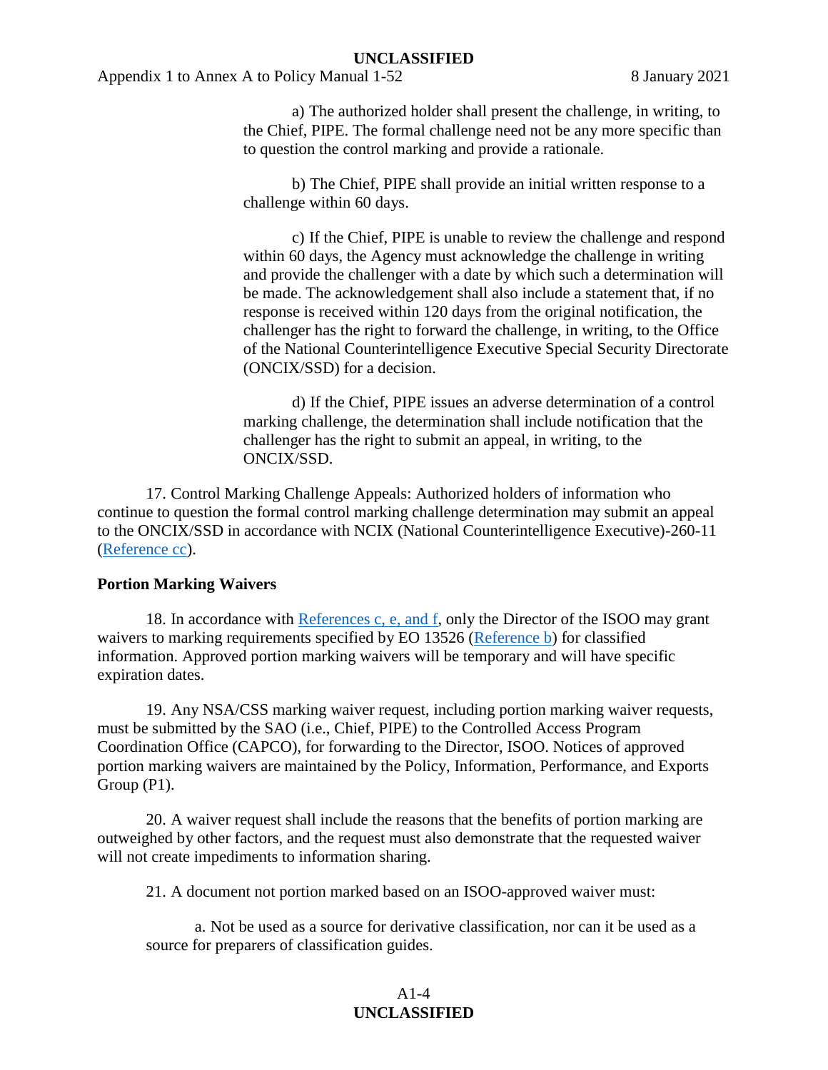a) The authorized holder shall present the challenge, in writing, to the Chief, PIPE. The formal challenge need not be any more specific than to question the control marking and provide a rationale.

b) The Chief, PIPE shall provide an initial written response to a challenge within 60 days.

c) If the Chief, PIPE is unable to review the challenge and respond within 60 days, the Agency must acknowledge the challenge in writing and provide the challenger with a date by which such a determination will be made. The acknowledgement shall also include a statement that, if no response is received within 120 days from the original notification, the challenger has the right to forward the challenge, in writing, to the Office of the National Counterintelligence Executive Special Security Directorate (ONCIX/SSD) for a decision.

d) If the Chief, PIPE issues an adverse determination of a control marking challenge, the determination shall include notification that the challenger has the right to submit an appeal, in writing, to the ONCIX/SSD.

17. Control Marking Challenge Appeals: Authorized holders of information who continue to question the formal control marking challenge determination may submit an appeal to the ONCIX/SSD in accordance with NCIX (National Counterintelligence Executive)-260-11 (Reference cc).

**Portion Marking Waivers**

18. In accordance with References c, e, and f, only the Director of the ISOO may grant waivers to marking requirements specified by EO 13526 (Reference b) for classified information. Approved portion marking waivers will be temporary and will have specific expiration dates.

19. Any NSA/CSS marking waiver request, including portion marking waiver requests, must be submitted by the SAO (i.e., Chief, PIPE) to the Controlled Access Program Coordination Office (CAPCO), for forwarding to the Director, ISOO. Notices of approved portion marking waivers are maintained by the Policy, Information, Performance, and Exports Group (P1).

20. A waiver request shall include the reasons that the benefits of portion marking are outweighed by other factors, and the request must also demonstrate that the requested waiver will not create impediments to information sharing.

21. A document not portion marked based on an ISOO-approved waiver must:

a. Not be used as a source for derivative classification, nor can it be used as a source for preparers of classification guides.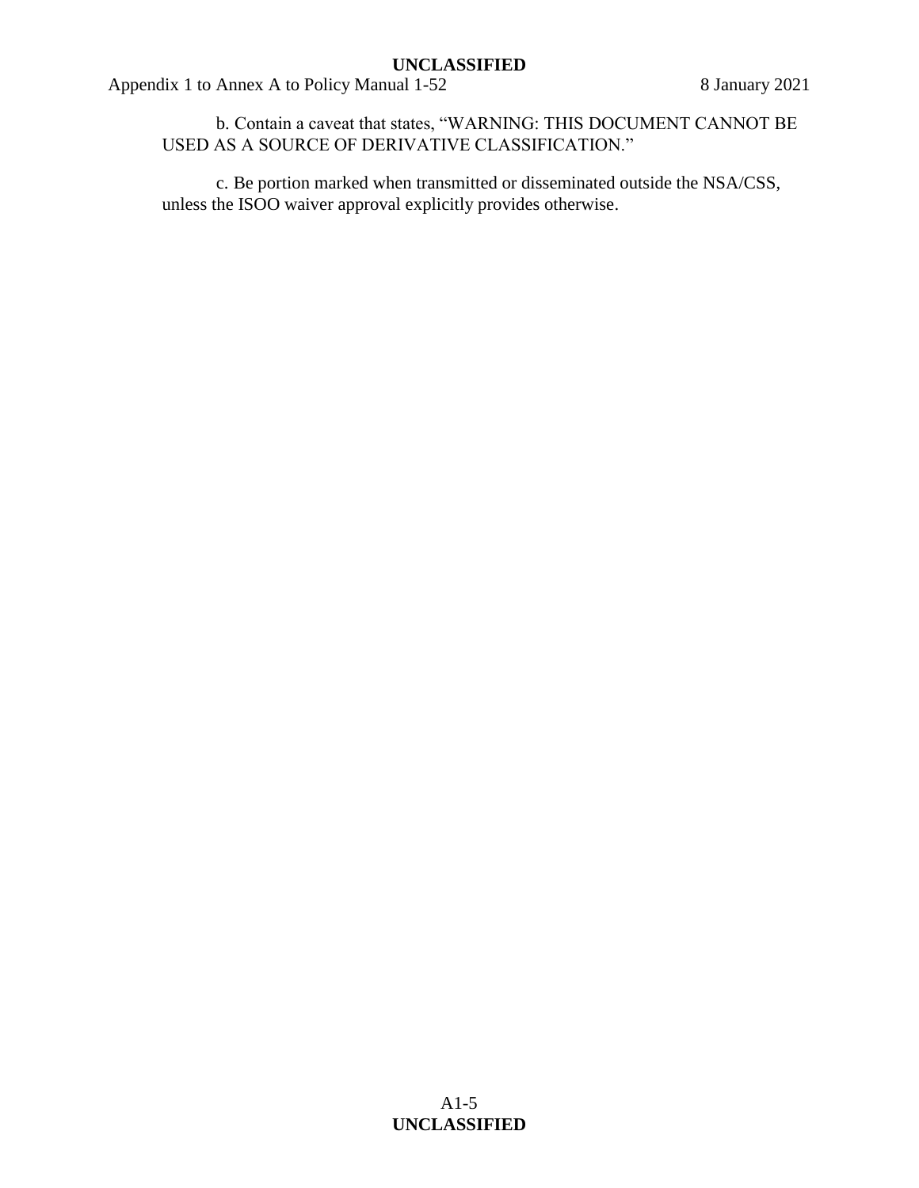b. Contain a caveat that states, "WARNING: THIS DOCUMENT CANNOT BE USED AS A SOURCE OF DERIVATIVE CLASSIFICATION."

c. Be portion marked when transmitted or disseminated outside the NSA/CSS, unless the ISOO waiver approval explicitly provides otherwise.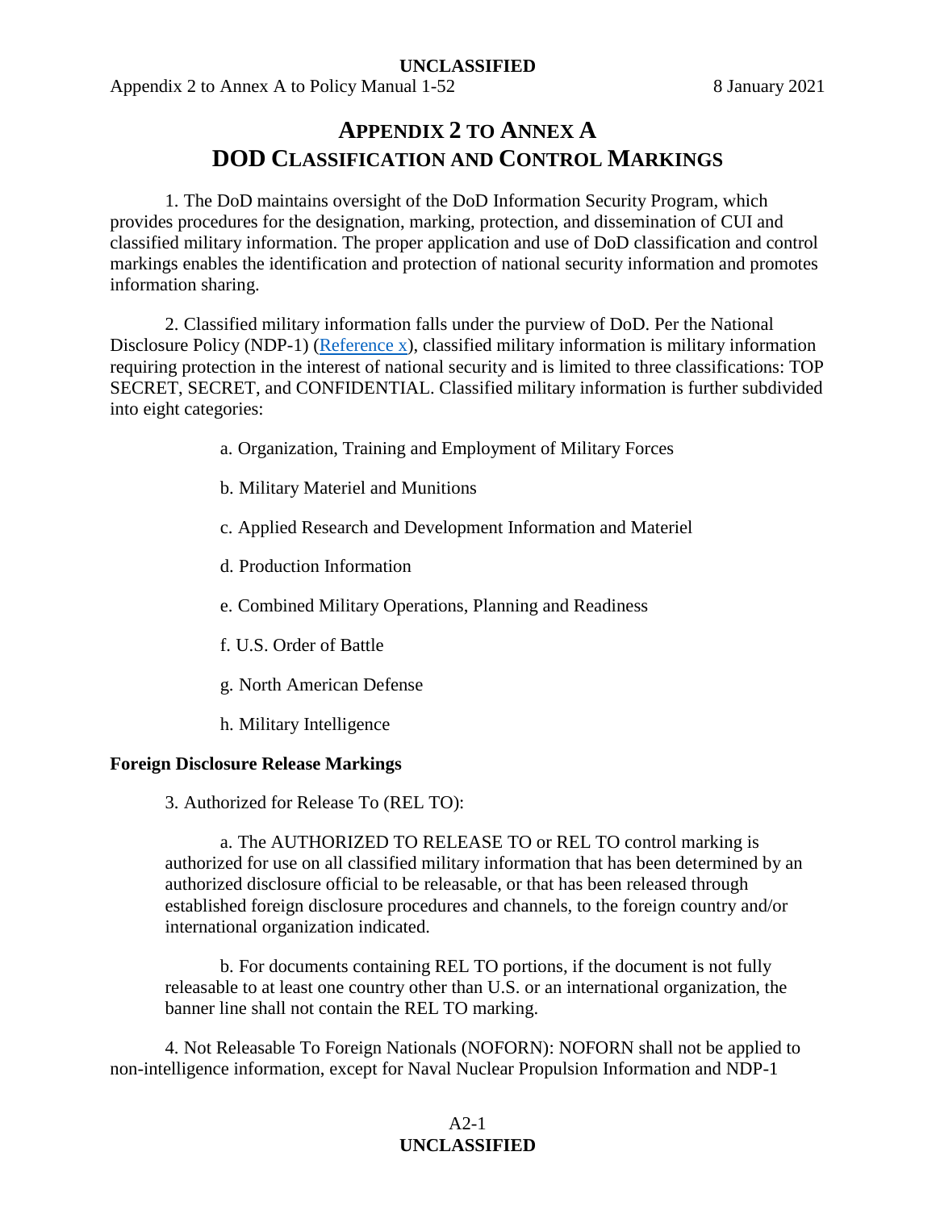# APPENDIX 2 TO ANNEX A
# DOD CLASSIFICATION AND CONTROL MARKINGS

1. The DoD maintains oversight of the DoD Information Security Program, which provides procedures for the designation, marking, protection, and dissemination of CUI and classified military information. The proper application and use of DoD classification and control markings enables the identification and protection of national security information and promotes information sharing.

2. Classified military information falls under the purview of DoD. Per the National Disclosure Policy (NDP-1) (Reference x), classified military information is military information requiring protection in the interest of national security and is limited to three classifications: TOP SECRET, SECRET, and CONFIDENTIAL. Classified military information is further subdivided into eight categories:

a. Organization, Training and Employment of Military Forces

b. Military Materiel and Munitions

c. Applied Research and Development Information and Materiel

d. Production Information

e. Combined Military Operations, Planning and Readiness

f. U.S. Order of Battle

g. North American Defense

h. Military Intelligence

**Foreign Disclosure Release Markings**

3. Authorized for Release To (REL TO):

a. The AUTHORIZED TO RELEASE TO or REL TO control marking is authorized for use on all classified military information that has been determined by an authorized disclosure official to be releasable, or that has been released through established foreign disclosure procedures and channels, to the foreign country and/or international organization indicated.

b. For documents containing REL TO portions, if the document is not fully releasable to at least one country other than U.S. or an international organization, the banner line shall not contain the REL TO marking.

4. Not Releasable To Foreign Nationals (NOFORN): NOFORN shall not be applied to non-intelligence information, except for Naval Nuclear Propulsion Information and NDP-1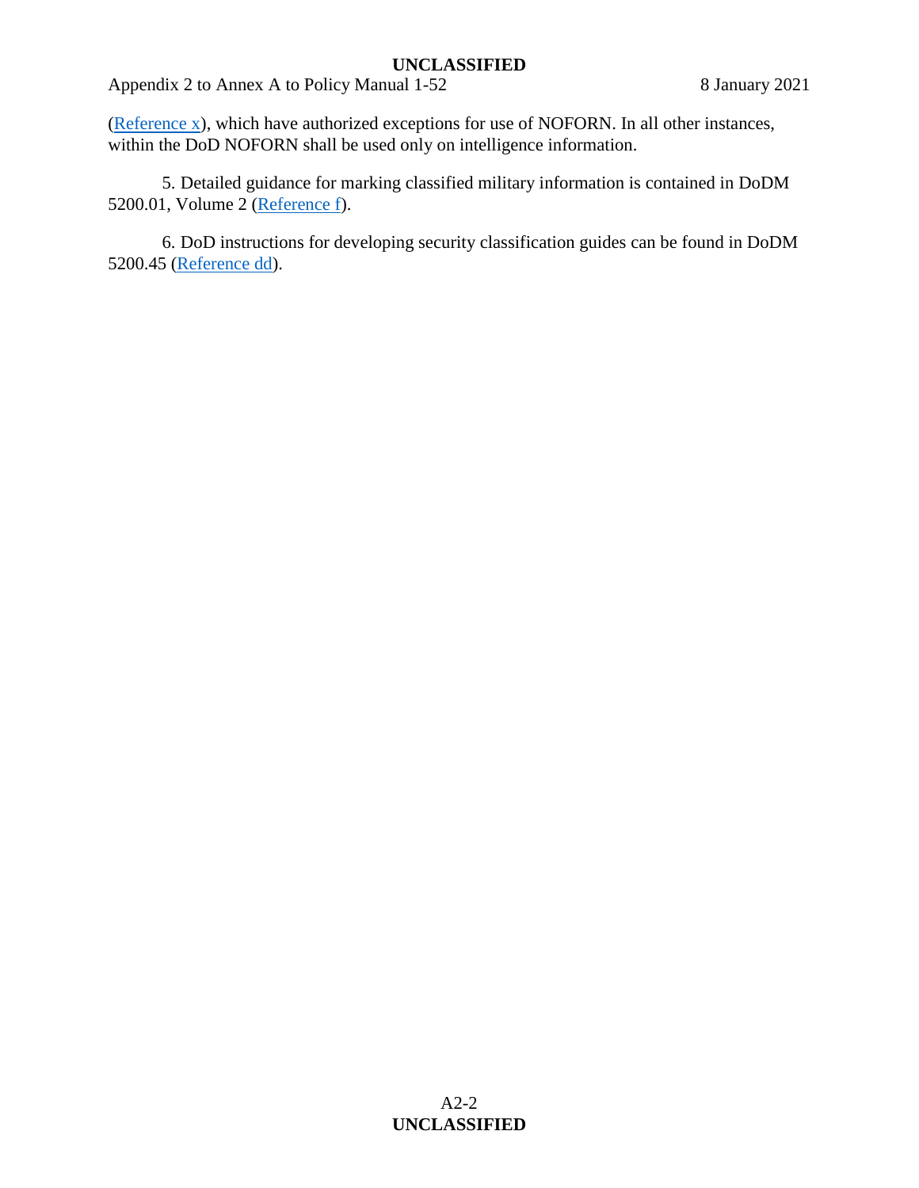(Reference x), which have authorized exceptions for use of NOFORN. In all other instances, within the DoD NOFORN shall be used only on intelligence information.

5. Detailed guidance for marking classified military information is contained in DoDM 5200.01, Volume 2 (Reference f).

6. DoD instructions for developing security classification guides can be found in DoDM 5200.45 (Reference dd).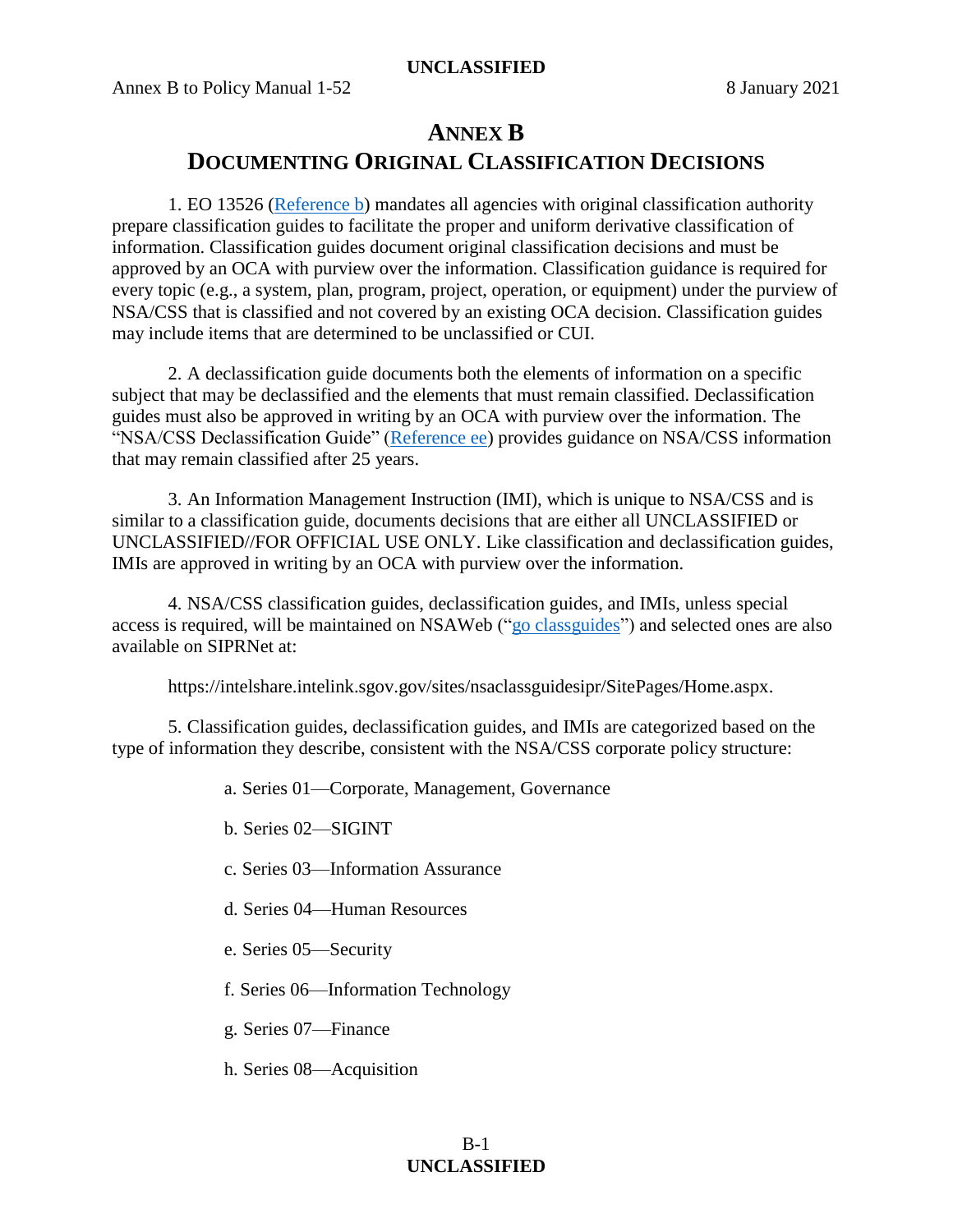# ANNEX B
# DOCUMENTING ORIGINAL CLASSIFICATION DECISIONS

1. EO 13526 (Reference b) mandates all agencies with original classification authority prepare classification guides to facilitate the proper and uniform derivative classification of information. Classification guides document original classification decisions and must be approved by an OCA with purview over the information. Classification guidance is required for every topic (e.g., a system, plan, program, project, operation, or equipment) under the purview of NSA/CSS that is classified and not covered by an existing OCA decision. Classification guides may include items that are determined to be unclassified or CUI.

2. A declassification guide documents both the elements of information on a specific subject that may be declassified and the elements that must remain classified. Declassification guides must also be approved in writing by an OCA with purview over the information. The "NSA/CSS Declassification Guide" (Reference ee) provides guidance on NSA/CSS information that may remain classified after 25 years.

3. An Information Management Instruction (IMI), which is unique to NSA/CSS and is similar to a classification guide, documents decisions that are either all UNCLASSIFIED or UNCLASSIFIED//FOR OFFICIAL USE ONLY. Like classification and declassification guides, IMIs are approved in writing by an OCA with purview over the information.

4. NSA/CSS classification guides, declassification guides, and IMIs, unless special access is required, will be maintained on NSAWeb ("go classguides") and selected ones are also available on SIPRNet at:

https://intelshare.intelink.sgov.gov/sites/nsaclassguidesipr/SitePages/Home.aspx.

5. Classification guides, declassification guides, and IMIs are categorized based on the type of information they describe, consistent with the NSA/CSS corporate policy structure:

a. Series 01—Corporate, Management, Governance

b. Series 02—SIGINT

c. Series 03—Information Assurance

d. Series 04—Human Resources

e. Series 05—Security

f. Series 06—Information Technology

g. Series 07—Finance

h. Series 08—Acquisition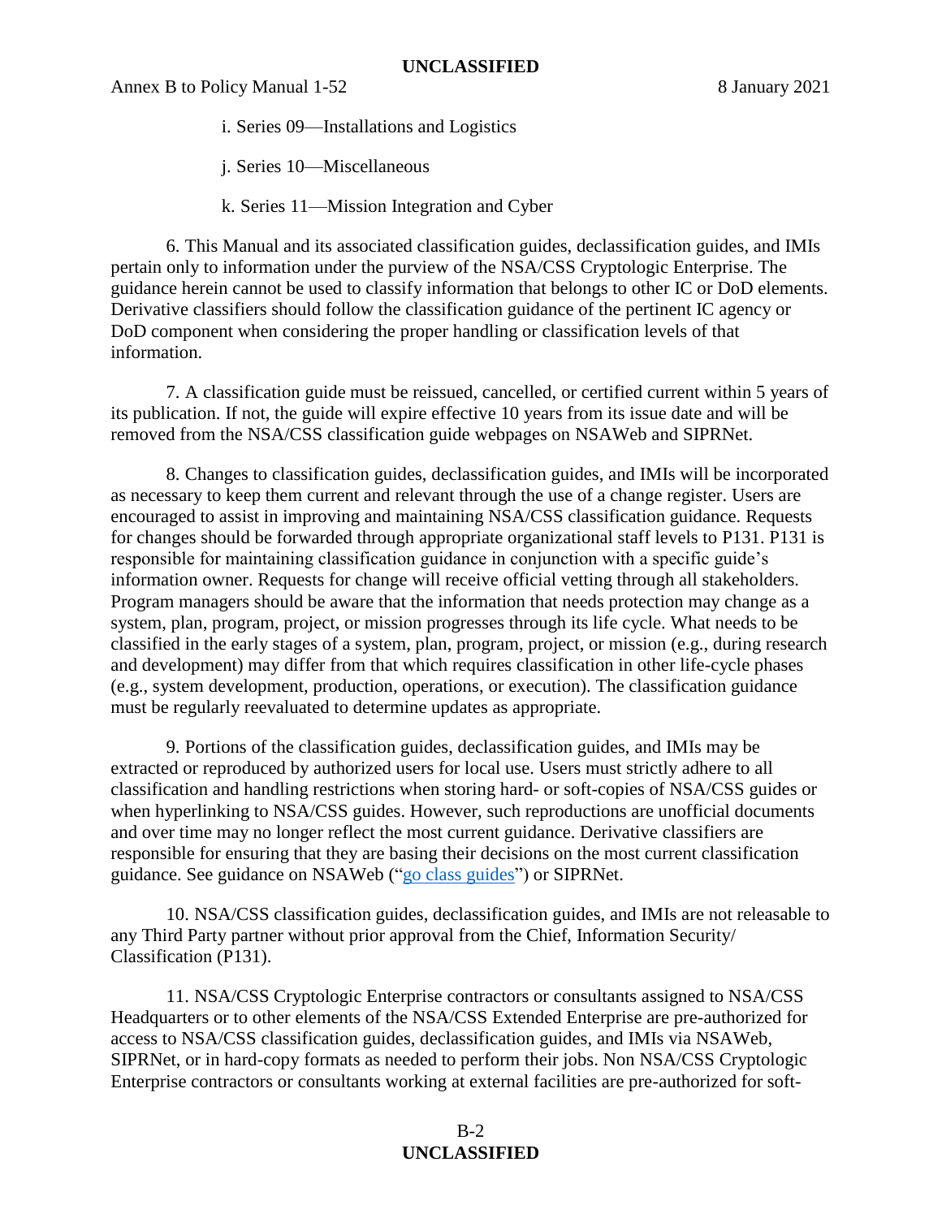i. Series 09—Installations and Logistics

j. Series 10—Miscellaneous

k. Series 11—Mission Integration and Cyber

6. This Manual and its associated classification guides, declassification guides, and IMIs pertain only to information under the purview of the NSA/CSS Cryptologic Enterprise. The guidance herein cannot be used to classify information that belongs to other IC or DoD elements. Derivative classifiers should follow the classification guidance of the pertinent IC agency or DoD component when considering the proper handling or classification levels of that information.

7. A classification guide must be reissued, cancelled, or certified current within 5 years of its publication. If not, the guide will expire effective 10 years from its issue date and will be removed from the NSA/CSS classification guide webpages on NSAWeb and SIPRNet.

8. Changes to classification guides, declassification guides, and IMIs will be incorporated as necessary to keep them current and relevant through the use of a change register. Users are encouraged to assist in improving and maintaining NSA/CSS classification guidance. Requests for changes should be forwarded through appropriate organizational staff levels to P131. P131 is responsible for maintaining classification guidance in conjunction with a specific guide's information owner. Requests for change will receive official vetting through all stakeholders. Program managers should be aware that the information that needs protection may change as a system, plan, program, project, or mission progresses through its life cycle. What needs to be classified in the early stages of a system, plan, program, project, or mission (e.g., during research and development) may differ from that which requires classification in other life-cycle phases (e.g., system development, production, operations, or execution). The classification guidance must be regularly reevaluated to determine updates as appropriate.

9. Portions of the classification guides, declassification guides, and IMIs may be extracted or reproduced by authorized users for local use. Users must strictly adhere to all classification and handling restrictions when storing hard- or soft-copies of NSA/CSS guides or when hyperlinking to NSA/CSS guides. However, such reproductions are unofficial documents and over time may no longer reflect the most current guidance. Derivative classifiers are responsible for ensuring that they are basing their decisions on the most current classification guidance. See guidance on NSAWeb ("go class guides") or SIPRNet.

10. NSA/CSS classification guides, declassification guides, and IMIs are not releasable to any Third Party partner without prior approval from the Chief, Information Security/Classification (P131).

11. NSA/CSS Cryptologic Enterprise contractors or consultants assigned to NSA/CSS Headquarters or to other elements of the NSA/CSS Extended Enterprise are pre-authorized for access to NSA/CSS classification guides, declassification guides, and IMIs via NSAWeb, SIPRNet, or in hard-copy formats as needed to perform their jobs. Non NSA/CSS Cryptologic Enterprise contractors or consultants working at external facilities are pre-authorized for soft-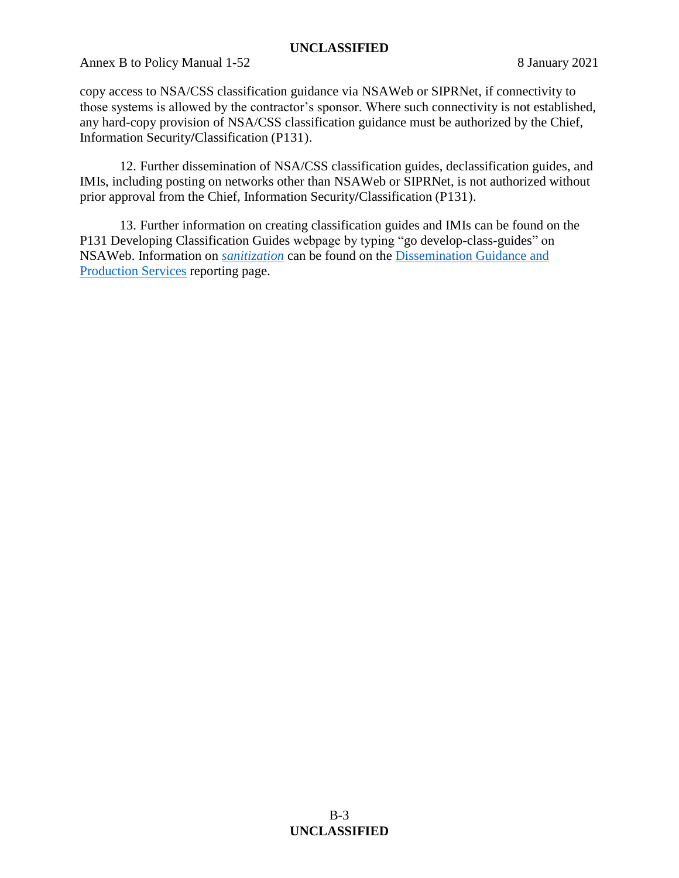copy access to NSA/CSS classification guidance via NSAWeb or SIPRNet, if connectivity to those systems is allowed by the contractor's sponsor. Where such connectivity is not established, any hard-copy provision of NSA/CSS classification guidance must be authorized by the Chief, Information Security/Classification (P131).

12. Further dissemination of NSA/CSS classification guides, declassification guides, and IMIs, including posting on networks other than NSAWeb or SIPRNet, is not authorized without prior approval from the Chief, Information Security/Classification (P131).

13. Further information on creating classification guides and IMIs can be found on the P131 Developing Classification Guides webpage by typing "go develop-class-guides" on NSAWeb. Information on *sanitization* can be found on the Dissemination Guidance and Production Services reporting page.